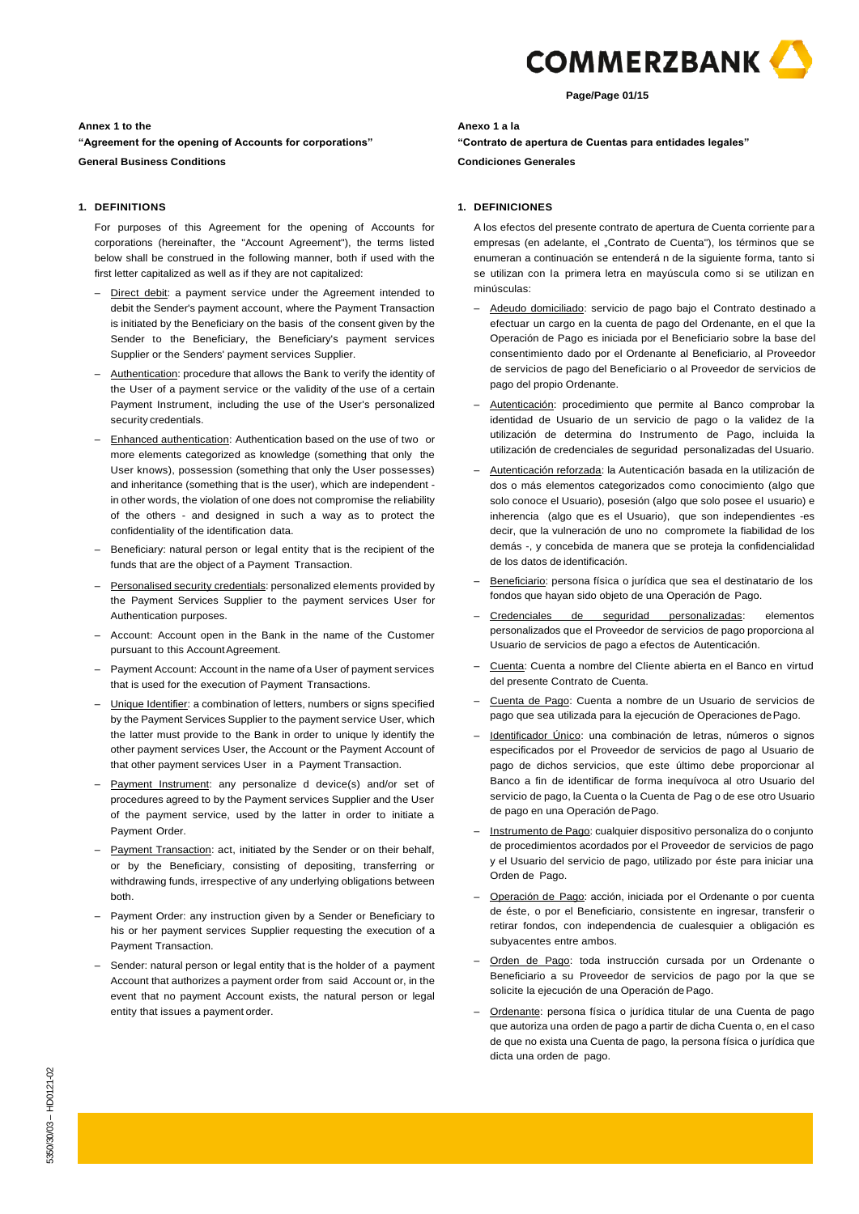**Annex 1 to the**

**"Agreement for the opening of Accounts for corporations"**

**General Business Conditions**

## 1. DEFINITIONS

For purposes of this Agreement for the opening of Accounts for corporations (hereinafter, the "Account Agreement"), the terms listed below shall be construed in the following manner, both if used with the first letter capitalized as well as if they are not capitalized:

- Direct debit: a payment service under the Agreement intended to debit the Sender's payment account, where the Payment Transaction is initiated by the Beneficiary on the basis of the consent given by the Sender to the Beneficiary, the Beneficiary's payment services Supplier or the Senders' payment services Supplier.
- Authentication: procedure that allows the Bank to verify the identity of the User of a payment service or the validity of the use of a certain Payment Instrument, including the use of the User's personalized security credentials.
- Enhanced authentication: Authentication based on the use of two or more elements categorized as knowledge (something that only the User knows), possession (something that only the User possesses) and inheritance (something that is the user), which are independent - in other words, the violation of one does not compromise the reliability of the others - and designed in such a way as to protect the confidentiality of the identification data.
- Beneficiary: natural person or legal entity that is the recipient of the funds that are the object of a Payment Transaction.
- Personalised security credentials: personalized elements provided by the Payment Services Supplier to the payment services User for Authentication purposes.
- Account: Account open in the Bank in the name of the Customer pursuant to this Account Agreement.
- Payment Account: Account in the name of a User of payment services that is used for the execution of Payment Transactions.
- Unique Identifier: a combination of letters, numbers or signs specified by the Payment Services Supplier to the payment service User, which the latter must provide to the Bank in order to unique ly identify the other payment services User, the Account or the Payment Account of that other payment services User in a Payment Transaction.
- Payment Instrument: any personalize d device(s) and/or set of procedures agreed to by the Payment services Supplier and the User of the payment service, used by the latter in order to initiate a Payment Order.
- Payment Transaction: act, initiated by the Sender or on their behalf, or by the Beneficiary, consisting of depositing, transferring or withdrawing funds, irrespective of any underlying obligations between both.
- Payment Order: any instruction given by a Sender or Beneficiary to his or her payment services Supplier requesting the execution of a Payment Transaction.
- Sender: natural person or legal entity that is the holder of a payment Account that authorizes a payment order from said Account or, in the event that no payment Account exists, the natural person or legal entity that issues a payment order.

**Anexo 1 a la**

**"Contrato de apertura de Cuentas para entidades legales"**

**Condiciones Generales**

## 1. DEFINICIONES

A los efectos del presente contrato de apertura de Cuenta corriente para empresas (en adelante, el „Contrato de Cuenta"), los términos que se enumeran a continuación se entenderá n de la siguiente forma, tanto si se utilizan con la primera letra en mayúscula como si se utilizan en minúsculas:

- Adeudo domiciliado: servicio de pago bajo el Contrato destinado a efectuar un cargo en la cuenta de pago del Ordenante, en el que la Operación de Pago es iniciada por el Beneficiario sobre la base del consentimiento dado por el Ordenante al Beneficiario, al Proveedor de servicios de pago del Beneficiario o al Proveedor de servicios de pago del propio Ordenante.
- Autenticación: procedimiento que permite al Banco comprobar la identidad de Usuario de un servicio de pago o la validez de la utilización de determina do Instrumento de Pago, incluida la utilización de credenciales de seguridad personalizadas del Usuario.
- Autenticación reforzada: la Autenticación basada en la utilización de dos o más elementos categorizados como conocimiento (algo que solo conoce el Usuario), posesión (algo que solo posee el usuario) e inherencia (algo que es el Usuario), que son independientes -es decir, que la vulneración de uno no compromete la fiabilidad de los demás -, y concebida de manera que se proteja la confidencialidad de los datos de identificación.
- Beneficiario: persona física o jurídica que sea el destinatario de los fondos que hayan sido objeto de una Operación de Pago.
- Credenciales de seguridad personalizadas: elementos personalizados que el Proveedor de servicios de pago proporciona al Usuario de servicios de pago a efectos de Autenticación.
- Cuenta: Cuenta a nombre del Cliente abierta en el Banco en virtud del presente Contrato de Cuenta.
- Cuenta de Pago: Cuenta a nombre de un Usuario de servicios de pago que sea utilizada para la ejecución de Operaciones de Pago.
- Identificador Único: una combinación de letras, números o signos especificados por el Proveedor de servicios de pago al Usuario de pago de dichos servicios, que este último debe proporcionar al Banco a fin de identificar de forma inequívoca al otro Usuario del servicio de pago, la Cuenta o la Cuenta de Pag o de ese otro Usuario de pago en una Operación de Pago.
- Instrumento de Pago: cualquier dispositivo personaliza do o conjunto de procedimientos acordados por el Proveedor de servicios de pago y el Usuario del servicio de pago, utilizado por éste para iniciar una Orden de Pago.
- Operación de Pago: acción, iniciada por el Ordenante o por cuenta de éste, o por el Beneficiario, consistente en ingresar, transferir o retirar fondos, con independencia de cualesquier a obligación es subyacentes entre ambos.
- Orden de Pago: toda instrucción cursada por un Ordenante o Beneficiario a su Proveedor de servicios de pago por la que se solicite la ejecución de una Operación de Pago.
- Ordenante: persona física o jurídica titular de una Cuenta de pago que autoriza una orden de pago a partir de dicha Cuenta o, en el caso de que no exista una Cuenta de pago, la persona física o jurídica que dicta una orden de pago.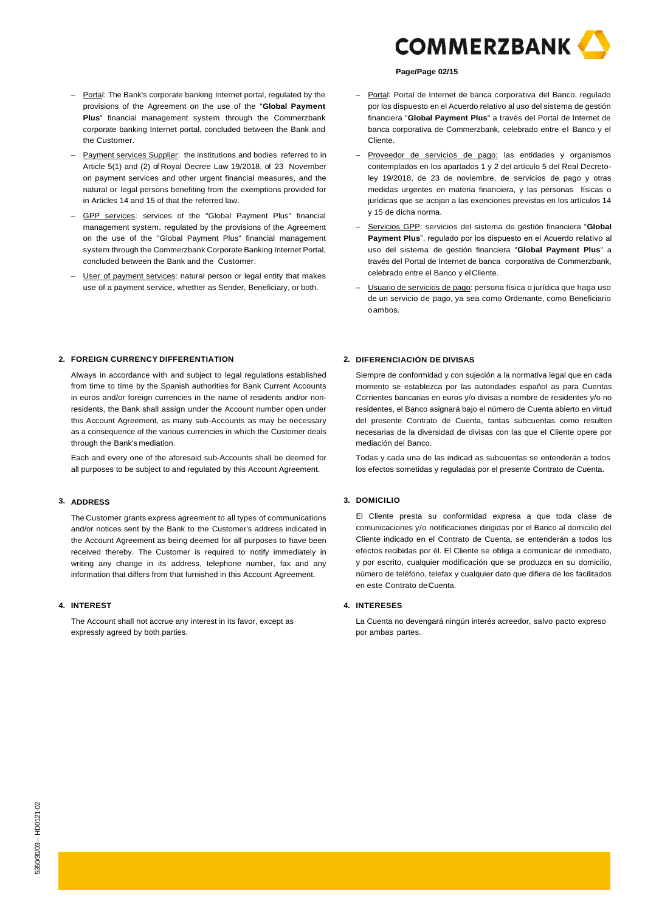- Portal: The Bank's corporate banking Internet portal, regulated by the provisions of the Agreement on the use of the "**Global Payment Plus**" financial management system through the Commerzbank corporate banking Internet portal, concluded between the Bank and the Customer.
- Payment services Supplier: the institutions and bodies referred to in Article 5(1) and (2) of Royal Decree Law 19/2018, of 23 November on payment services and other urgent financial measures, and the natural or legal persons benefiting from the exemptions provided for in Articles 14 and 15 of that the referred law.
- GPP services: services of the "Global Payment Plus" financial management system, regulated by the provisions of the Agreement on the use of the "Global Payment Plus" financial management system through the Commerzbank Corporate Banking Internet Portal, concluded between the Bank and the Customer.
- User of payment services: natural person or legal entity that makes use of a payment service, whether as Sender, Beneficiary, or both.

- Portal: Portal de Internet de banca corporativa del Banco, regulado por los dispuesto en el Acuerdo relativo al uso del sistema de gestión financiera "**Global Payment Plus**" a través del Portal de Internet de banca corporativa de Commerzbank, celebrado entre el Banco y el Cliente.
- Proveedor de servicios de pago: las entidades y organismos contemplados en los apartados 1 y 2 del artículo 5 del Real Decreto-ley 19/2018, de 23 de noviembre, de servicios de pago y otras medidas urgentes en materia financiera, y las personas físicas o jurídicas que se acojan a las exenciones previstas en los artículos 14 y 15 de dicha norma.
- Servicios GPP: servicios del sistema de gestión financiera "**Global Payment Plus**", regulado por los dispuesto en el Acuerdo relativo al uso del sistema de gestión financiera "**Global Payment Plus**" a través del Portal de Internet de banca corporativa de Commerzbank, celebrado entre el Banco y el Cliente.
- Usuario de servicios de pago: persona física o jurídica que haga uso de un servicio de pago, ya sea como Ordenante, como Beneficiario o ambos.

## 2. FOREIGN CURRENCY DIFFERENTIATION

Always in accordance with and subject to legal regulations established from time to time by the Spanish authorities for Bank Current Accounts in euros and/or foreign currencies in the name of residents and/or non-residents, the Bank shall assign under the Account number open under this Account Agreement, as many sub-Accounts as may be necessary as a consequence of the various currencies in which the Customer deals through the Bank's mediation.

Each and every one of the aforesaid sub-Accounts shall be deemed for all purposes to be subject to and regulated by this Account Agreement.

## 2. DIFERENCIACIÓN DE DIVISAS

Siempre de conformidad y con sujeción a la normativa legal que en cada momento se establezca por las autoridades españolas para Cuentas Corrientes bancarias en euros y/o divisas a nombre de residentes y/o no residentes, el Banco asignará bajo el número de Cuenta abierto en virtud del presente Contrato de Cuenta, tantas subcuentas como resulten necesarias de la diversidad de divisas con las que el Cliente opere por mediación del Banco.

Todas y cada una de las indicadas subcuentas se entenderán a todos los efectos sometidas y reguladas por el presente Contrato de Cuenta.

## 3. ADDRESS

The Customer grants express agreement to all types of communications and/or notices sent by the Bank to the Customer's address indicated in the Account Agreement as being deemed for all purposes to have been received thereby. The Customer is required to notify immediately in writing any change in its address, telephone number, fax and any information that differs from that furnished in this Account Agreement.

## 3. DOMICILIO

El Cliente presta su conformidad expresa a que toda clase de comunicaciones y/o notificaciones dirigidas por el Banco al domicilio del Cliente indicado en el Contrato de Cuenta, se entenderán a todos los efectos recibidas por él. El Cliente se obliga a comunicar de inmediato, y por escrito, cualquier modificación que se produzca en su domicilio, número de teléfono, telefax y cualquier dato que difiera de los facilitados en este Contrato de Cuenta.

## 4. INTEREST

The Account shall not accrue any interest in its favor, except as expressly agreed by both parties.

## 4. INTERESES

La Cuenta no devengará ningún interés acreedor, salvo pacto expreso por ambas partes.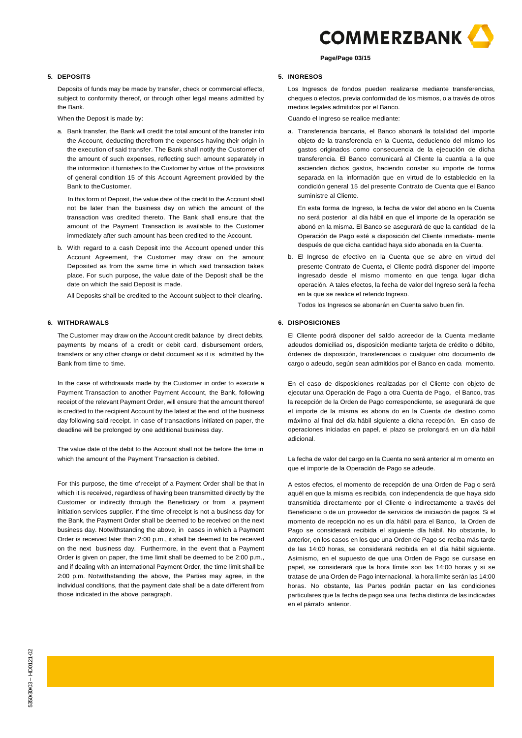## 5. DEPOSITS

Deposits of funds may be made by transfer, check or commercial effects, subject to conformity thereof, or through other legal means admitted by the Bank.

When the Deposit is made by:

a. Bank transfer, the Bank will credit the total amount of the transfer into the Account, deducting therefrom the expenses having their origin in the execution of said transfer. The Bank shall notify the Customer of the amount of such expenses, reflecting such amount separately in the information it furnishes to the Customer by virtue of the provisions of general condition 15 of this Account Agreement provided by the Bank to the Customer.

   In this form of Deposit, the value date of the credit to the Account shall not be later than the business day on which the amount of the transaction was credited thereto. The Bank shall ensure that the amount of the Payment Transaction is available to the Customer immediately after such amount has been credited to the Account.

b. With regard to a cash Deposit into the Account opened under this Account Agreement, the Customer may draw on the amount Deposited as from the same time in which said transaction takes place. For such purpose, the value date of the Deposit shall be the date on which the said Deposit is made.

   All Deposits shall be credited to the Account subject to their clearing.

## 6. WITHDRAWALS

The Customer may draw on the Account credit balance by direct debits, payments by means of a credit or debit card, disbursement orders, transfers or any other charge or debit document as it is admitted by the Bank from time to time.

In the case of withdrawals made by the Customer in order to execute a Payment Transaction to another Payment Account, the Bank, following receipt of the relevant Payment Order, will ensure that the amount thereof is credited to the recipient Account by the latest at the end of the business day following said receipt. In case of transactions initiated on paper, the deadline will be prolonged by one additional business day.

The value date of the debit to the Account shall not be before the time in which the amount of the Payment Transaction is debited.

For this purpose, the time of receipt of a Payment Order shall be that in which it is received, regardless of having been transmitted directly by the Customer or indirectly through the Beneficiary or from a payment initiation services supplier. If the time of receipt is not a business day for the Bank, the Payment Order shall be deemed to be received on the next business day. Notwithstanding the above, in cases in which a Payment Order is received later than 2:00 p.m., it shall be deemed to be received on the next business day. Furthermore, in the event that a Payment Order is given on paper, the time limit shall be deemed to be 2:00 p.m., and if dealing with an international Payment Order, the time limit shall be 2:00 p.m. Notwithstanding the above, the Parties may agree, in the individual conditions, that the payment date shall be a date different from those indicated in the above paragraph.

## 5. INGRESOS

Los Ingresos de fondos pueden realizarse mediante transferencias, cheques o efectos, previa conformidad de los mismos, o a través de otros medios legales admitidos por el Banco.

Cuando el Ingreso se realice mediante:

a. Transferencia bancaria, el Banco abonará la totalidad del importe objeto de la transferencia en la Cuenta, deduciendo del mismo los gastos originados como consecuencia de la ejecución de dicha transferencia. El Banco comunicará al Cliente la cuantía a la que ascienden dichos gastos, haciendo constar su importe de forma separada en la información que en virtud de lo establecido en la condición general 15 del presente Contrato de Cuenta que el Banco suministre al Cliente.

   En esta forma de Ingreso, la fecha de valor del abono en la Cuenta no será posterior al día hábil en que el importe de la operación se abonó en la misma. El Banco se asegurará de que la cantidad de la Operación de Pago esté a disposición del Cliente inmediata- mente después de que dicha cantidad haya sido abonada en la Cuenta.

b. El Ingreso de efectivo en la Cuenta que se abre en virtud del presente Contrato de Cuenta, el Cliente podrá disponer del importe ingresado desde el mismo momento en que tenga lugar dicha operación. A tales efectos, la fecha de valor del Ingreso será la fecha en la que se realice el referido Ingreso.

   Todos los Ingresos se abonarán en Cuenta salvo buen fin.

## 6. DISPOSICIONES

El Cliente podrá disponer del saldo acreedor de la Cuenta mediante adeudos domiciliad os, disposición mediante tarjeta de crédito o débito, órdenes de disposición, transferencias o cualquier otro documento de cargo o adeudo, según sean admitidos por el Banco en cada momento.

En el caso de disposiciones realizadas por el Cliente con objeto de ejecutar una Operación de Pago a otra Cuenta de Pago, el Banco, tras la recepción de la Orden de Pago correspondiente, se asegurará de que el importe de la misma es abona do en la Cuenta de destino como máximo al final del día hábil siguiente a dicha recepción. En caso de operaciones iniciadas en papel, el plazo se prolongará en un día hábil adicional.

La fecha de valor del cargo en la Cuenta no será anterior al m omento en que el importe de la Operación de Pago se adeude.

A estos efectos, el momento de recepción de una Orden de Pag o será aquél en que la misma es recibida, con independencia de que haya sido transmitida directamente por el Cliente o indirectamente a través del Beneficiario o de un proveedor de servicios de iniciación de pagos. Si el momento de recepción no es un día hábil para el Banco, la Orden de Pago se considerará recibida el siguiente día hábil. No obstante, lo anterior, en los casos en los que una Orden de Pago se reciba más tarde de las 14:00 horas, se considerará recibida en el día hábil siguiente. Asimismo, en el supuesto de que una Orden de Pago se cursase en papel, se considerará que la hora límite son las 14:00 horas y si se tratase de una Orden de Pago internacional, la hora límite serán las 14:00 horas. No obstante, las Partes podrán pactar en las condiciones particulares que la fecha de pago sea una fecha distinta de las indicadas en el párrafo anterior.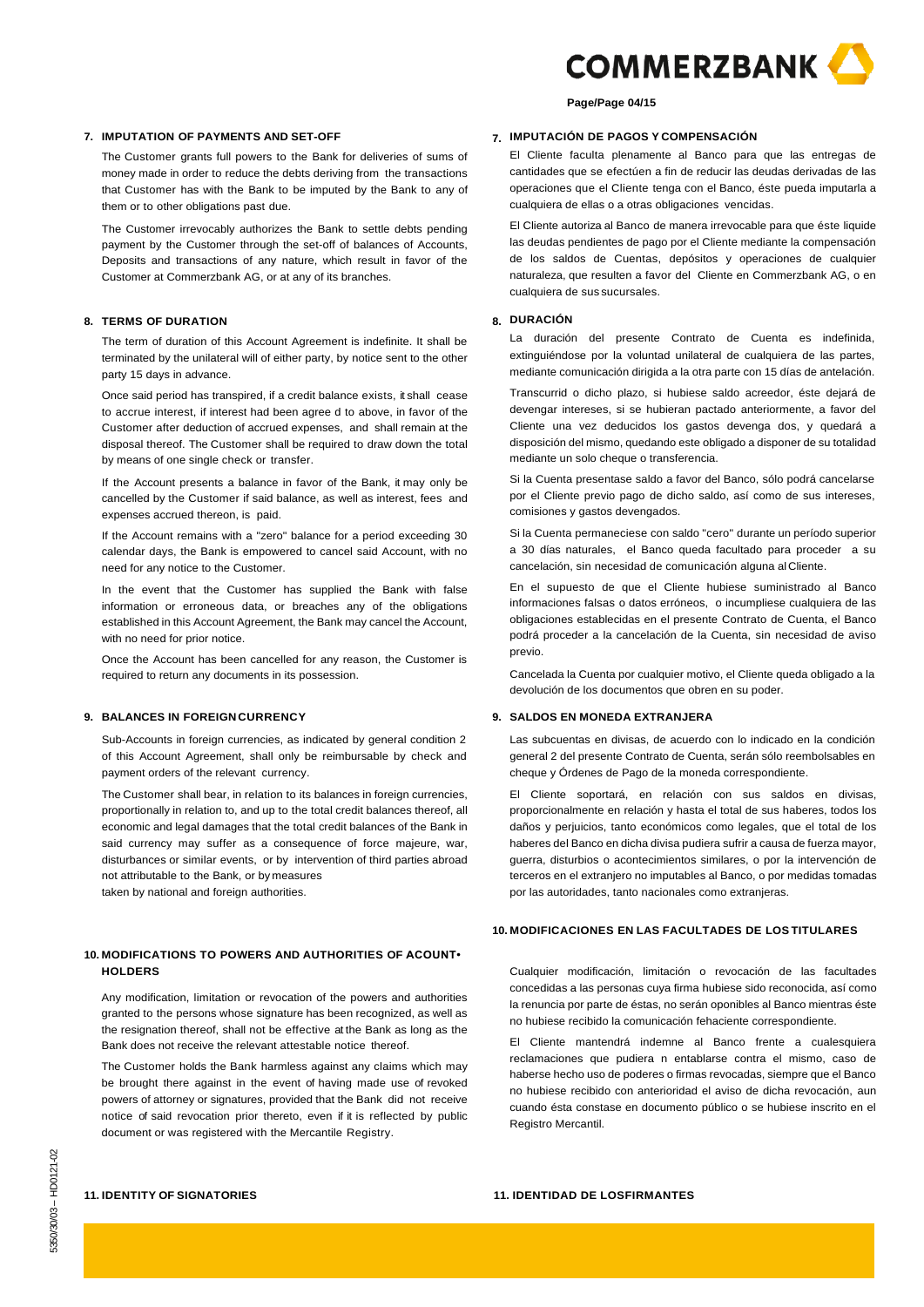## 7. IMPUTATION OF PAYMENTS AND SET-OFF

The Customer grants full powers to the Bank for deliveries of sums of money made in order to reduce the debts deriving from the transactions that Customer has with the Bank to be imputed by the Bank to any of them or to other obligations past due.

The Customer irrevocably authorizes the Bank to settle debts pending payment by the Customer through the set-off of balances of Accounts, Deposits and transactions of any nature, which result in favor of the Customer at Commerzbank AG, or at any of its branches.

## 8. TERMS OF DURATION

The term of duration of this Account Agreement is indefinite. It shall be terminated by the unilateral will of either party, by notice sent to the other party 15 days in advance.

Once said period has transpired, if a credit balance exists, it shall cease to accrue interest, if interest had been agree d to above, in favor of the Customer after deduction of accrued expenses, and shall remain at the disposal thereof. The Customer shall be required to draw down the total by means of one single check or transfer.

If the Account presents a balance in favor of the Bank, it may only be cancelled by the Customer if said balance, as well as interest, fees and expenses accrued thereon, is paid.

If the Account remains with a "zero" balance for a period exceeding 30 calendar days, the Bank is empowered to cancel said Account, with no need for any notice to the Customer.

In the event that the Customer has supplied the Bank with false information or erroneous data, or breaches any of the obligations established in this Account Agreement, the Bank may cancel the Account, with no need for prior notice.

Once the Account has been cancelled for any reason, the Customer is required to return any documents in its possession.

## 9. BALANCES IN FOREIGN CURRENCY

Sub-Accounts in foreign currencies, as indicated by general condition 2 of this Account Agreement, shall only be reimbursable by check and payment orders of the relevant currency.

The Customer shall bear, in relation to its balances in foreign currencies, proportionally in relation to, and up to the total credit balances thereof, all economic and legal damages that the total credit balances of the Bank in said currency may suffer as a consequence of force majeure, war, disturbances or similar events, or by intervention of third parties abroad not attributable to the Bank, or by measures taken by national and foreign authorities.

## 10. MODIFICATIONS TO POWERS AND AUTHORITIES OF ACOUNT• HOLDERS

Any modification, limitation or revocation of the powers and authorities granted to the persons whose signature has been recognized, as well as the resignation thereof, shall not be effective at the Bank as long as the Bank does not receive the relevant attestable notice thereof.

The Customer holds the Bank harmless against any claims which may be brought there against in the event of having made use of revoked powers of attorney or signatures, provided that the Bank did not receive notice of said revocation prior thereto, even if it is reflected by public document or was registered with the Mercantile Registry.

## 11. IDENTITY OF SIGNATORIES

## 7. IMPUTACIÓN DE PAGOS Y COMPENSACIÓN

El Cliente faculta plenamente al Banco para que las entregas de cantidades que se efectúen a fin de reducir las deudas derivadas de las operaciones que el Cliente tenga con el Banco, éste pueda imputarla a cualquiera de ellas o a otras obligaciones vencidas.

El Cliente autoriza al Banco de manera irrevocable para que éste liquide las deudas pendientes de pago por el Cliente mediante la compensación de los saldos de Cuentas, depósitos y operaciones de cualquier naturaleza, que resulten a favor del Cliente en Commerzbank AG, o en cualquiera de sus sucursales.

## 8. DURACIÓN

La duración del presente Contrato de Cuenta es indefinida, extinguiéndose por la voluntad unilateral de cualquiera de las partes, mediante comunicación dirigida a la otra parte con 15 días de antelación.

Transcurrid o dicho plazo, si hubiese saldo acreedor, éste dejará de devengar intereses, si se hubieran pactado anteriormente, a favor del Cliente una vez deducidos los gastos devenga dos, y quedará a disposición del mismo, quedando este obligado a disponer de su totalidad mediante un solo cheque o transferencia.

Si la Cuenta presentase saldo a favor del Banco, sólo podrá cancelarse por el Cliente previo pago de dicho saldo, así como de sus intereses, comisiones y gastos devengados.

Si la Cuenta permaneciese con saldo "cero" durante un período superior a 30 días naturales, el Banco queda facultado para proceder a su cancelación, sin necesidad de comunicación alguna al Cliente.

En el supuesto de que el Cliente hubiese suministrado al Banco informaciones falsas o datos erróneos, o incumpliese cualquiera de las obligaciones establecidas en el presente Contrato de Cuenta, el Banco podrá proceder a la cancelación de la Cuenta, sin necesidad de aviso previo.

Cancelada la Cuenta por cualquier motivo, el Cliente queda obligado a la devolución de los documentos que obren en su poder.

## 9. SALDOS EN MONEDA EXTRANJERA

Las subcuentas en divisas, de acuerdo con lo indicado en la condición general 2 del presente Contrato de Cuenta, serán sólo reembolsables en cheque y Órdenes de Pago de la moneda correspondiente.

El Cliente soportará, en relación con sus saldos en divisas, proporcionalmente en relación y hasta el total de sus haberes, todos los daños y perjuicios, tanto económicos como legales, que el total de los haberes del Banco en dicha divisa pudiera sufrir a causa de fuerza mayor, guerra, disturbios o acontecimientos similares, o por la intervención de terceros en el extranjero no imputables al Banco, o por medidas tomadas por las autoridades, tanto nacionales como extranjeras.

## 10. MODIFICACIONES EN LAS FACULTADES DE LOS TITULARES

Cualquier modificación, limitación o revocación de las facultades concedidas a las personas cuya firma hubiese sido reconocida, así como la renuncia por parte de éstas, no serán oponibles al Banco mientras éste no hubiese recibido la comunicación fehaciente correspondiente.

El Cliente mantendrá indemne al Banco frente a cualesquiera reclamaciones que pudiera n entablarse contra el mismo, caso de haberse hecho uso de poderes o firmas revocadas, siempre que el Banco no hubiese recibido con anterioridad el aviso de dicha revocación, aun cuando ésta constase en documento público o se hubiese inscrito en el Registro Mercantil.

## 11. IDENTIDAD DE LOSFIRMANTES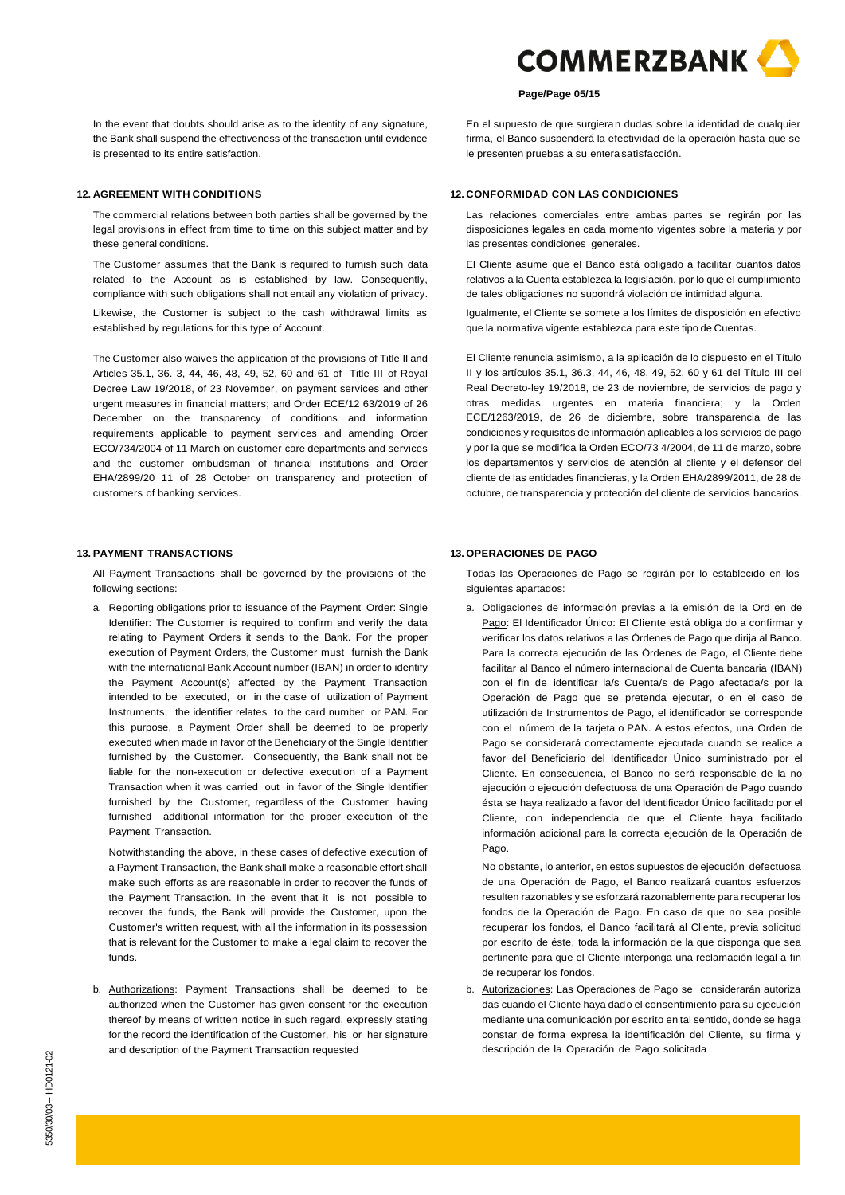In the event that doubts should arise as to the identity of any signature, the Bank shall suspend the effectiveness of the transaction until evidence is presented to its entire satisfaction.

## 12. AGREEMENT WITH CONDITIONS

The commercial relations between both parties shall be governed by the legal provisions in effect from time to time on this subject matter and by these general conditions.

The Customer assumes that the Bank is required to furnish such data related to the Account as is established by law. Consequently, compliance with such obligations shall not entail any violation of privacy.

Likewise, the Customer is subject to the cash withdrawal limits as established by regulations for this type of Account.

The Customer also waives the application of the provisions of Title II and Articles 35.1, 36. 3, 44, 46, 48, 49, 52, 60 and 61 of Title III of Royal Decree Law 19/2018, of 23 November, on payment services and other urgent measures in financial matters; and Order ECE/12 63/2019 of 26 December on the transparency of conditions and information requirements applicable to payment services and amending Order ECO/734/2004 of 11 March on customer care departments and services and the customer ombudsman of financial institutions and Order EHA/2899/20 11 of 28 October on transparency and protection of customers of banking services.

## 13. PAYMENT TRANSACTIONS

All Payment Transactions shall be governed by the provisions of the following sections:

a. Reporting obligations prior to issuance of the Payment Order: Single Identifier: The Customer is required to confirm and verify the data relating to Payment Orders it sends to the Bank. For the proper execution of Payment Orders, the Customer must furnish the Bank with the international Bank Account number (IBAN) in order to identify the Payment Account(s) affected by the Payment Transaction intended to be executed, or in the case of utilization of Payment Instruments, the identifier relates to the card number or PAN. For this purpose, a Payment Order shall be deemed to be properly executed when made in favor of the Beneficiary of the Single Identifier furnished by the Customer. Consequently, the Bank shall not be liable for the non-execution or defective execution of a Payment Transaction when it was carried out in favor of the Single Identifier furnished by the Customer, regardless of the Customer having furnished additional information for the proper execution of the Payment Transaction.

   Notwithstanding the above, in these cases of defective execution of a Payment Transaction, the Bank shall make a reasonable effort shall make such efforts as are reasonable in order to recover the funds of the Payment Transaction. In the event that it is not possible to recover the funds, the Bank will provide the Customer, upon the Customer's written request, with all the information in its possession that is relevant for the Customer to make a legal claim to recover the funds.

b. Authorizations: Payment Transactions shall be deemed to be authorized when the Customer has given consent for the execution thereof by means of written notice in such regard, expressly stating for the record the identification of the Customer, his or her signature and description of the Payment Transaction requested

En el supuesto de que surgieran dudas sobre la identidad de cualquier firma, el Banco suspenderá la efectividad de la operación hasta que se le presenten pruebas a su entera satisfacción.

## 12. CONFORMIDAD CON LAS CONDICIONES

Las relaciones comerciales entre ambas partes se regirán por las disposiciones legales en cada momento vigentes sobre la materia y por las presentes condiciones generales.

El Cliente asume que el Banco está obligado a facilitar cuantos datos relativos a la Cuenta establezca la legislación, por lo que el cumplimiento de tales obligaciones no supondrá violación de intimidad alguna.

Igualmente, el Cliente se somete a los límites de disposición en efectivo que la normativa vigente establezca para este tipo de Cuentas.

El Cliente renuncia asimismo, a la aplicación de lo dispuesto en el Título II y los artículos 35.1, 36.3, 44, 46, 48, 49, 52, 60 y 61 del Título III del Real Decreto-ley 19/2018, de 23 de noviembre, de servicios de pago y otras medidas urgentes en materia financiera; y la Orden ECE/1263/2019, de 26 de diciembre, sobre transparencia de las condiciones y requisitos de información aplicables a los servicios de pago y por la que se modifica la Orden ECO/73 4/2004, de 11 de marzo, sobre los departamentos y servicios de atención al cliente y el defensor del cliente de las entidades financieras, y la Orden EHA/2899/2011, de 28 de octubre, de transparencia y protección del cliente de servicios bancarios.

## 13. OPERACIONES DE PAGO

Todas las Operaciones de Pago se regirán por lo establecido en los siguientes apartados:

a. Obligaciones de información previas a la emisión de la Ord en de Pago: El Identificador Único: El Cliente está obliga do a confirmar y verificar los datos relativos a las Órdenes de Pago que dirija al Banco. Para la correcta ejecución de las Órdenes de Pago, el Cliente debe facilitar al Banco el número internacional de Cuenta bancaria (IBAN) con el fin de identificar la/s Cuenta/s de Pago afectada/s por la Operación de Pago que se pretenda ejecutar, o en el caso de utilización de Instrumentos de Pago, el identificador se corresponde con el número de la tarjeta o PAN. A estos efectos, una Orden de Pago se considerará correctamente ejecutada cuando se realice a favor del Beneficiario del Identificador Único suministrado por el Cliente. En consecuencia, el Banco no será responsable de la no ejecución o ejecución defectuosa de una Operación de Pago cuando ésta se haya realizado a favor del Identificador Único facilitado por el Cliente, con independencia de que el Cliente haya facilitado información adicional para la correcta ejecución de la Operación de Pago.

   No obstante, lo anterior, en estos supuestos de ejecución defectuosa de una Operación de Pago, el Banco realizará cuantos esfuerzos resulten razonables y se esforzará razonablemente para recuperar los fondos de la Operación de Pago. En caso de que no sea posible recuperar los fondos, el Banco facilitará al Cliente, previa solicitud por escrito de éste, toda la información de la que disponga que sea pertinente para que el Cliente interponga una reclamación legal a fin de recuperar los fondos.

b. Autorizaciones: Las Operaciones de Pago se considerarán autoriza das cuando el Cliente haya dado el consentimiento para su ejecución mediante una comunicación por escrito en tal sentido, donde se haga constar de forma expresa la identificación del Cliente, su firma y descripción de la Operación de Pago solicitada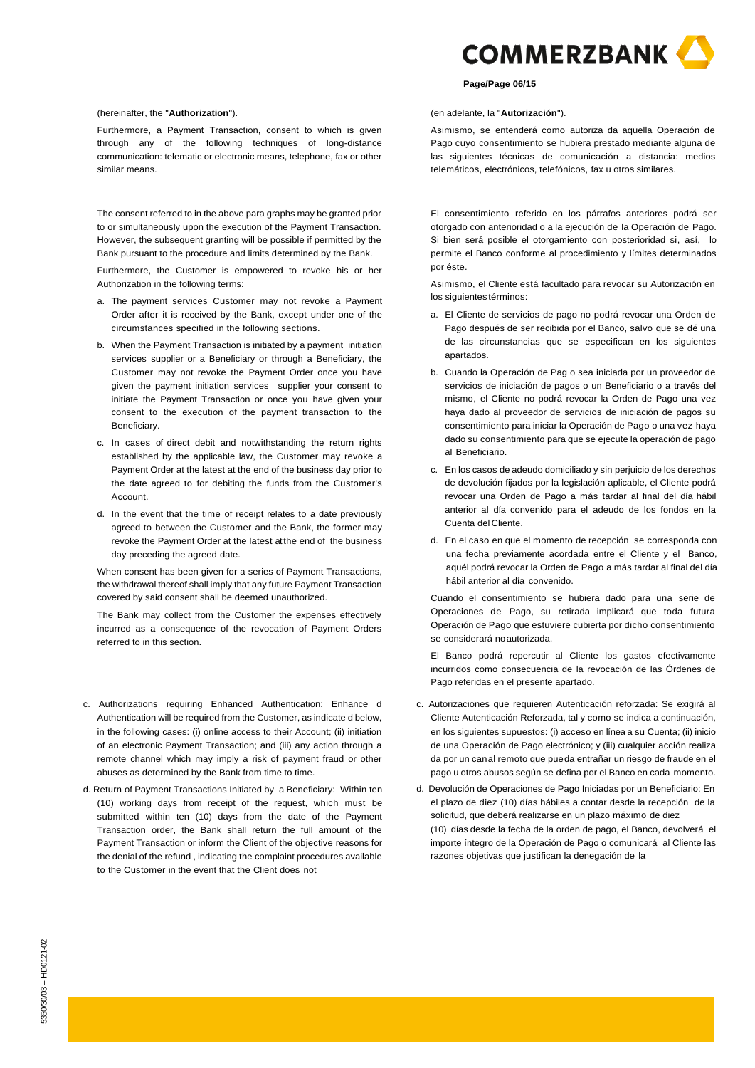(hereinafter, the "**Authorization**").

Furthermore, a Payment Transaction, consent to which is given through any of the following techniques of long-distance communication: telematic or electronic means, telephone, fax or other similar means.

The consent referred to in the above para graphs may be granted prior to or simultaneously upon the execution of the Payment Transaction. However, the subsequent granting will be possible if permitted by the Bank pursuant to the procedure and limits determined by the Bank.

Furthermore, the Customer is empowered to revoke his or her Authorization in the following terms:

a. The payment services Customer may not revoke a Payment Order after it is received by the Bank, except under one of the circumstances specified in the following sections.
b. When the Payment Transaction is initiated by a payment initiation services supplier or a Beneficiary or through a Beneficiary, the Customer may not revoke the Payment Order once you have given the payment initiation services supplier your consent to initiate the Payment Transaction or once you have given your consent to the execution of the payment transaction to the Beneficiary.
c. In cases of direct debit and notwithstanding the return rights established by the applicable law, the Customer may revoke a Payment Order at the latest at the end of the business day prior to the date agreed to for debiting the funds from the Customer's Account.
d. In the event that the time of receipt relates to a date previously agreed to between the Customer and the Bank, the former may revoke the Payment Order at the latest atthe end of the business day preceding the agreed date.

When consent has been given for a series of Payment Transactions, the withdrawal thereof shall imply that any future Payment Transaction covered by said consent shall be deemed unauthorized.

The Bank may collect from the Customer the expenses effectively incurred as a consequence of the revocation of Payment Orders referred to in this section.

c. Authorizations requiring Enhanced Authentication: Enhance d Authentication will be required from the Customer, as indicate d below, in the following cases: (i) online access to their Account; (ii) initiation of an electronic Payment Transaction; and (iii) any action through a remote channel which may imply a risk of payment fraud or other abuses as determined by the Bank from time to time.

d. Return of Payment Transactions Initiated by a Beneficiary: Within ten (10) working days from receipt of the request, which must be submitted within ten (10) days from the date of the Payment Transaction order, the Bank shall return the full amount of the Payment Transaction or inform the Client of the objective reasons for the denial of the refund , indicating the complaint procedures available to the Customer in the event that the Client does not

(en adelante, la "**Autorización**").

Asimismo, se entenderá como autoriza da aquella Operación de Pago cuyo consentimiento se hubiera prestado mediante alguna de las siguientes técnicas de comunicación a distancia: medios telemáticos, electrónicos, telefónicos, fax u otros similares.

El consentimiento referido en los párrafos anteriores podrá ser otorgado con anterioridad o a la ejecución de la Operación de Pago. Si bien será posible el otorgamiento con posterioridad si, así, lo permite el Banco conforme al procedimiento y límites determinados por éste.

Asimismo, el Cliente está facultado para revocar su Autorización en los siguientes términos:

a. El Cliente de servicios de pago no podrá revocar una Orden de Pago después de ser recibida por el Banco, salvo que se dé una de las circunstancias que se especifican en los siguientes apartados.
b. Cuando la Operación de Pag o sea iniciada por un proveedor de servicios de iniciación de pagos o un Beneficiario o a través del mismo, el Cliente no podrá revocar la Orden de Pago una vez haya dado al proveedor de servicios de iniciación de pagos su consentimiento para iniciar la Operación de Pago o una vez haya dado su consentimiento para que se ejecute la operación de pago al Beneficiario.
c. En los casos de adeudo domiciliado y sin perjuicio de los derechos de devolución fijados por la legislación aplicable, el Cliente podrá revocar una Orden de Pago a más tardar al final del día hábil anterior al día convenido para el adeudo de los fondos en la Cuenta del Cliente.
d. En el caso en que el momento de recepción se corresponda con una fecha previamente acordada entre el Cliente y el Banco, aquél podrá revocar la Orden de Pago a más tardar al final del día hábil anterior al día convenido.

Cuando el consentimiento se hubiera dado para una serie de Operaciones de Pago, su retirada implicará que toda futura Operación de Pago que estuviere cubierta por dicho consentimiento se considerará no autorizada.

El Banco podrá repercutir al Cliente los gastos efectivamente incurridos como consecuencia de la revocación de las Órdenes de Pago referidas en el presente apartado.

c. Autorizaciones que requieren Autenticación reforzada: Se exigirá al Cliente Autenticación Reforzada, tal y como se indica a continuación, en los siguientes supuestos: (i) acceso en línea a su Cuenta; (ii) inicio de una Operación de Pago electrónico; y (iii) cualquier acción realiza da por un canal remoto que pueda entrañar un riesgo de fraude en el pago u otros abusos según se defina por el Banco en cada momento.

d. Devolución de Operaciones de Pago Iniciadas por un Beneficiario: En el plazo de diez (10) días hábiles a contar desde la recepción de la solicitud, que deberá realizarse en un plazo máximo de diez (10) días desde la fecha de la orden de pago, el Banco, devolverá el importe íntegro de la Operación de Pago o comunicará al Cliente las razones objetivas que justifican la denegación de la

5350/30/03 – HD0121-02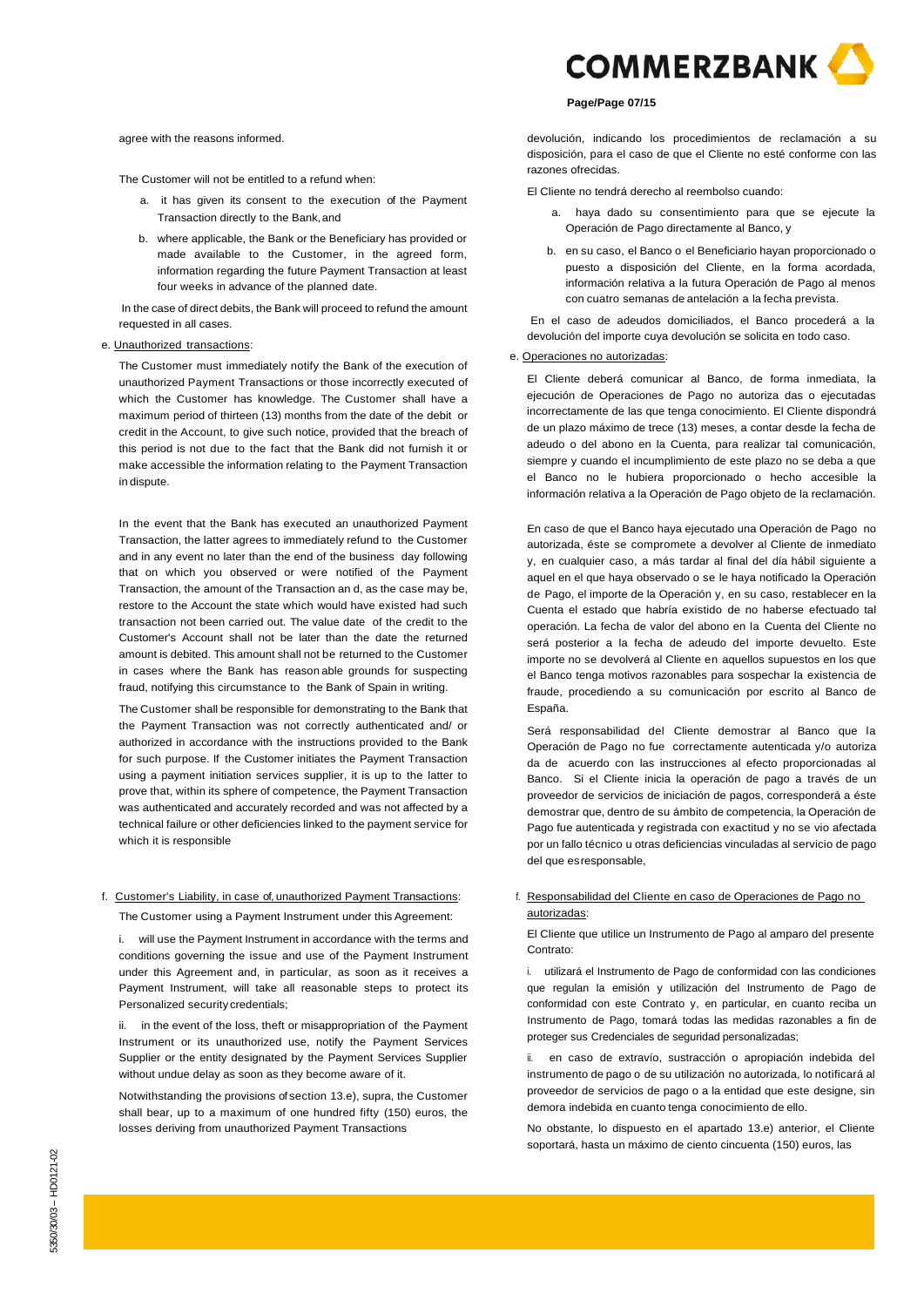agree with the reasons informed.

The Customer will not be entitled to a refund when:

a. it has given its consent to the execution of the Payment Transaction directly to the Bank, and

b. where applicable, the Bank or the Beneficiary has provided or made available to the Customer, in the agreed form, information regarding the future Payment Transaction at least four weeks in advance of the planned date.

In the case of direct debits, the Bank will proceed to refund the amount requested in all cases.

e. Unauthorized transactions:

The Customer must immediately notify the Bank of the execution of unauthorized Payment Transactions or those incorrectly executed of which the Customer has knowledge. The Customer shall have a maximum period of thirteen (13) months from the date of the debit or credit in the Account, to give such notice, provided that the breach of this period is not due to the fact that the Bank did not furnish it or make accessible the information relating to the Payment Transaction in dispute.

In the event that the Bank has executed an unauthorized Payment Transaction, the latter agrees to immediately refund to the Customer and in any event no later than the end of the business day following that on which you observed or were notified of the Payment Transaction, the amount of the Transaction an d, as the case may be, restore to the Account the state which would have existed had such transaction not been carried out. The value date of the credit to the Customer's Account shall not be later than the date the returned amount is debited. This amount shall not be returned to the Customer in cases where the Bank has reason able grounds for suspecting fraud, notifying this circumstance to the Bank of Spain in writing.

The Customer shall be responsible for demonstrating to the Bank that the Payment Transaction was not correctly authenticated and/ or authorized in accordance with the instructions provided to the Bank for such purpose. If the Customer initiates the Payment Transaction using a payment initiation services supplier, it is up to the latter to prove that, within its sphere of competence, the Payment Transaction was authenticated and accurately recorded and was not affected by a technical failure or other deficiencies linked to the payment service for which it is responsible

f. Customer's Liability, in case of, unauthorized Payment Transactions:

The Customer using a Payment Instrument under this Agreement:

i. will use the Payment Instrument in accordance with the terms and conditions governing the issue and use of the Payment Instrument under this Agreement and, in particular, as soon as it receives a Payment Instrument, will take all reasonable steps to protect its Personalized security credentials;

ii. in the event of the loss, theft or misappropriation of the Payment Instrument or its unauthorized use, notify the Payment Services Supplier or the entity designated by the Payment Services Supplier without undue delay as soon as they become aware of it.

Notwithstanding the provisions of section 13.e), supra, the Customer shall bear, up to a maximum of one hundred fifty (150) euros, the losses deriving from unauthorized Payment Transactions

devolución, indicando los procedimientos de reclamación a su disposición, para el caso de que el Cliente no esté conforme con las razones ofrecidas.

El Cliente no tendrá derecho al reembolso cuando:

a. haya dado su consentimiento para que se ejecute la Operación de Pago directamente al Banco, y

b. en su caso, el Banco o el Beneficiario hayan proporcionado o puesto a disposición del Cliente, en la forma acordada, información relativa a la futura Operación de Pago al menos con cuatro semanas de antelación a la fecha prevista.

En el caso de adeudos domiciliados, el Banco procederá a la devolución del importe cuya devolución se solicita en todo caso.

e. Operaciones no autorizadas:

El Cliente deberá comunicar al Banco, de forma inmediata, la ejecución de Operaciones de Pago no autoriza das o ejecutadas incorrectamente de las que tenga conocimiento. El Cliente dispondrá de un plazo máximo de trece (13) meses, a contar desde la fecha de adeudo o del abono en la Cuenta, para realizar tal comunicación, siempre y cuando el incumplimiento de este plazo no se deba a que el Banco no le hubiera proporcionado o hecho accesible la información relativa a la Operación de Pago objeto de la reclamación.

En caso de que el Banco haya ejecutado una Operación de Pago no autorizada, éste se compromete a devolver al Cliente de inmediato y, en cualquier caso, a más tardar al final del día hábil siguiente a aquel en el que haya observado o se le haya notificado la Operación de Pago, el importe de la Operación y, en su caso, restablecer en la Cuenta el estado que habría existido de no haberse efectuado tal operación. La fecha de valor del abono en la Cuenta del Cliente no será posterior a la fecha de adeudo del importe devuelto. Este importe no se devolverá al Cliente en aquellos supuestos en los que el Banco tenga motivos razonables para sospechar la existencia de fraude, procediendo a su comunicación por escrito al Banco de España.

Será responsabilidad del Cliente demostrar al Banco que la Operación de Pago no fue correctamente autenticada y/o autoriza da de acuerdo con las instrucciones al efecto proporcionadas al Banco. Si el Cliente inicia la operación de pago a través de un proveedor de servicios de iniciación de pagos, corresponderá a éste demostrar que, dentro de su ámbito de competencia, la Operación de Pago fue autenticada y registrada con exactitud y no se vio afectada por un fallo técnico u otras deficiencias vinculadas al servicio de pago del que es responsable,

f. Responsabilidad del Cliente en caso de Operaciones de Pago no autorizadas:

El Cliente que utilice un Instrumento de Pago al amparo del presente Contrato:

i. utilizará el Instrumento de Pago de conformidad con las condiciones que regulan la emisión y utilización del Instrumento de Pago de conformidad con este Contrato y, en particular, en cuanto reciba un Instrumento de Pago, tomará todas las medidas razonables a fin de proteger sus Credenciales de seguridad personalizadas;

ii. en caso de extravío, sustracción o apropiación indebida del instrumento de pago o de su utilización no autorizada, lo notificará al proveedor de servicios de pago o a la entidad que este designe, sin demora indebida en cuanto tenga conocimiento de ello.

No obstante, lo dispuesto en el apartado 13.e) anterior, el Cliente soportará, hasta un máximo de ciento cincuenta (150) euros, las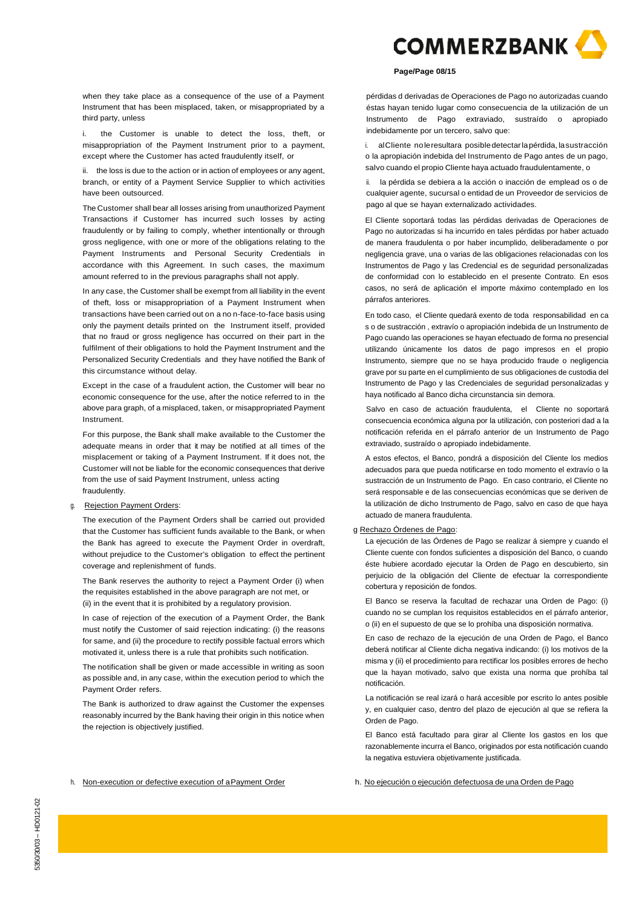when they take place as a consequence of the use of a Payment Instrument that has been misplaced, taken, or misappropriated by a third party, unless

i. the Customer is unable to detect the loss, theft, or misappropriation of the Payment Instrument prior to a payment, except where the Customer has acted fraudulently itself, or

ii. the loss is due to the action or in action of employees or any agent, branch, or entity of a Payment Service Supplier to which activities have been outsourced.

The Customer shall bear all losses arising from unauthorized Payment Transactions if Customer has incurred such losses by acting fraudulently or by failing to comply, whether intentionally or through gross negligence, with one or more of the obligations relating to the Payment Instruments and Personal Security Credentials in accordance with this Agreement. In such cases, the maximum amount referred to in the previous paragraphs shall not apply.

In any case, the Customer shall be exempt from all liability in the event of theft, loss or misappropriation of a Payment Instrument when transactions have been carried out on a no n-face-to-face basis using only the payment details printed on the Instrument itself, provided that no fraud or gross negligence has occurred on their part in the fulfilment of their obligations to hold the Payment Instrument and the Personalized Security Credentials and they have notified the Bank of this circumstance without delay.

Except in the case of a fraudulent action, the Customer will bear no economic consequence for the use, after the notice referred to in the above para graph, of a misplaced, taken, or misappropriated Payment Instrument.

For this purpose, the Bank shall make available to the Customer the adequate means in order that it may be notified at all times of the misplacement or taking of a Payment Instrument. If it does not, the Customer will not be liable for the economic consequences that derive from the use of said Payment Instrument, unless acting fraudulently.

g. Rejection Payment Orders:

The execution of the Payment Orders shall be carried out provided that the Customer has sufficient funds available to the Bank, or when the Bank has agreed to execute the Payment Order in overdraft, without prejudice to the Customer's obligation to effect the pertinent coverage and replenishment of funds.

The Bank reserves the authority to reject a Payment Order (i) when the requisites established in the above paragraph are not met, or (ii) in the event that it is prohibited by a regulatory provision.

In case of rejection of the execution of a Payment Order, the Bank must notify the Customer of said rejection indicating: (i) the reasons for same, and (ii) the procedure to rectify possible factual errors which motivated it, unless there is a rule that prohibits such notification.

The notification shall be given or made accessible in writing as soon as possible and, in any case, within the execution period to which the Payment Order refers.

The Bank is authorized to draw against the Customer the expenses reasonably incurred by the Bank having their origin in this notice when the rejection is objectively justified.

h. Non-execution or defective execution of a Payment Order

pérdidas d derivadas de Operaciones de Pago no autorizadas cuando éstas hayan tenido lugar como consecuencia de la utilización de un Instrumento de Pago extraviado, sustraído o apropiado indebidamente por un tercero, salvo que:

i. al Cliente no le resultara posible detectar la pérdida, la sustracción o la apropiación indebida del Instrumento de Pago antes de un pago, salvo cuando el propio Cliente haya actuado fraudulentamente, o

ii. la pérdida se debiera a la acción o inacción de emplead os o de cualquier agente, sucursal o entidad de un Proveedor de servicios de pago al que se hayan externalizado actividades.

El Cliente soportará todas las pérdidas derivadas de Operaciones de Pago no autorizadas si ha incurrido en tales pérdidas por haber actuado de manera fraudulenta o por haber incumplido, deliberadamente o por negligencia grave, una o varias de las obligaciones relacionadas con los Instrumentos de Pago y las Credencial es de seguridad personalizadas de conformidad con lo establecido en el presente Contrato. En esos casos, no será de aplicación el importe máximo contemplado en los párrafos anteriores.

En todo caso, el Cliente quedará exento de toda responsabilidad en ca s o de sustracción , extravío o apropiación indebida de un Instrumento de Pago cuando las operaciones se hayan efectuado de forma no presencial utilizando únicamente los datos de pago impresos en el propio Instrumento, siempre que no se haya producido fraude o negligencia grave por su parte en el cumplimiento de sus obligaciones de custodia del Instrumento de Pago y las Credenciales de seguridad personalizadas y haya notificado al Banco dicha circunstancia sin demora.

Salvo en caso de actuación fraudulenta, el Cliente no soportará consecuencia económica alguna por la utilización, con posteriori dad a la notificación referida en el párrafo anterior de un Instrumento de Pago extraviado, sustraído o apropiado indebidamente.

A estos efectos, el Banco, pondrá a disposición del Cliente los medios adecuados para que pueda notificarse en todo momento el extravío o la sustracción de un Instrumento de Pago. En caso contrario, el Cliente no será responsable e de las consecuencias económicas que se deriven de la utilización de dicho Instrumento de Pago, salvo en caso de que haya actuado de manera fraudulenta.

g Rechazo Órdenes de Pago:

La ejecución de las Órdenes de Pago se realizar á siempre y cuando el Cliente cuente con fondos suficientes a disposición del Banco, o cuando éste hubiere acordado ejecutar la Orden de Pago en descubierto, sin perjuicio de la obligación del Cliente de efectuar la correspondiente cobertura y reposición de fondos.

El Banco se reserva la facultad de rechazar una Orden de Pago: (i) cuando no se cumplan los requisitos establecidos en el párrafo anterior, o (ii) en el supuesto de que se lo prohíba una disposición normativa.

En caso de rechazo de la ejecución de una Orden de Pago, el Banco deberá notificar al Cliente dicha negativa indicando: (i) los motivos de la misma y (ii) el procedimiento para rectificar los posibles errores de hecho que la hayan motivado, salvo que exista una norma que prohíba tal notificación.

La notificación se real izará o hará accesible por escrito lo antes posible y, en cualquier caso, dentro del plazo de ejecución al que se refiera la Orden de Pago.

El Banco está facultado para girar al Cliente los gastos en los que razonablemente incurra el Banco, originados por esta notificación cuando la negativa estuviera objetivamente justificada.

h. No ejecución o ejecución defectuosa de una Orden de Pago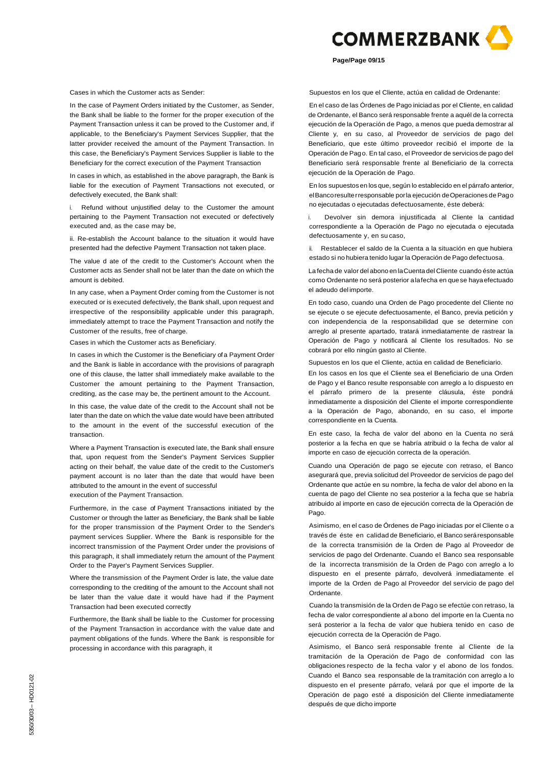Cases in which the Customer acts as Sender:

In the case of Payment Orders initiated by the Customer, as Sender, the Bank shall be liable to the former for the proper execution of the Payment Transaction unless it can be proved to the Customer and, if applicable, to the Beneficiary's Payment Services Supplier, that the latter provider received the amount of the Payment Transaction. In this case, the Beneficiary's Payment Services Supplier is liable to the Beneficiary for the correct execution of the Payment Transaction

In cases in which, as established in the above paragraph, the Bank is liable for the execution of Payment Transactions not executed, or defectively executed, the Bank shall:

i. Refund without unjustified delay to the Customer the amount pertaining to the Payment Transaction not executed or defectively executed and, as the case may be,

ii. Re-establish the Account balance to the situation it would have presented had the defective Payment Transaction not taken place.

The value d ate of the credit to the Customer's Account when the Customer acts as Sender shall not be later than the date on which the amount is debited.

In any case, when a Payment Order coming from the Customer is not executed or is executed defectively, the Bank shall, upon request and irrespective of the responsibility applicable under this paragraph, immediately attempt to trace the Payment Transaction and notify the Customer of the results, free of charge.

Cases in which the Customer acts as Beneficiary.

In cases in which the Customer is the Beneficiary of a Payment Order and the Bank is liable in accordance with the provisions of paragraph one of this clause, the latter shall immediately make available to the Customer the amount pertaining to the Payment Transaction, crediting, as the case may be, the pertinent amount to the Account.

In this case, the value date of the credit to the Account shall not be later than the date on which the value date would have been attributed to the amount in the event of the successful execution of the transaction.

Where a Payment Transaction is executed late, the Bank shall ensure that, upon request from the Sender's Payment Services Supplier acting on their behalf, the value date of the credit to the Customer's payment account is no later than the date that would have been attributed to the amount in the event of successful execution of the Payment Transaction.

Furthermore, in the case of Payment Transactions initiated by the Customer or through the latter as Beneficiary, the Bank shall be liable for the proper transmission of the Payment Order to the Sender's payment services Supplier. Where the Bank is responsible for the incorrect transmission of the Payment Order under the provisions of this paragraph, it shall immediately return the amount of the Payment Order to the Payer's Payment Services Supplier.

Where the transmission of the Payment Order is late, the value date corresponding to the crediting of the amount to the Account shall not be later than the value date it would have had if the Payment Transaction had been executed correctly

Furthermore, the Bank shall be liable to the Customer for processing of the Payment Transaction in accordance with the value date and payment obligations of the funds. Where the Bank is responsible for processing in accordance with this paragraph, it

Supuestos en los que el Cliente, actúa en calidad de Ordenante:

En el caso de las Órdenes de Pago iniciadas por el Cliente, en calidad de Ordenante, el Banco será responsable frente a aquél de la correcta ejecución de la Operación de Pago, a menos que pueda demostrar al Cliente y, en su caso, al Proveedor de servicios de pago del Beneficiario, que este último proveedor recibió el importe de la Operación de Pago. En tal caso, el Proveedor de servicios de pago del Beneficiario será responsable frente al Beneficiario de la correcta ejecución de la Operación de Pago.

En los supuestos en los que, según lo establecido en el párrafo anterior, el Banco resulte responsable por la ejecución de Operaciones de Pago no ejecutadas o ejecutadas defectuosamente, éste deberá:

i. Devolver sin demora injustificada al Cliente la cantidad correspondiente a la Operación de Pago no ejecutada o ejecutada defectuosamente y, en su caso,

ii. Restablecer el saldo de la Cuenta a la situación en que hubiera estado si no hubiera tenido lugar la Operación de Pago defectuosa.

La fecha de valor del abono en la Cuenta del Cliente cuando éste actúa como Ordenante no será posterior a la fecha en que se haya efectuado el adeudo del importe.

En todo caso, cuando una Orden de Pago procedente del Cliente no se ejecute o se ejecute defectuosamente, el Banco, previa petición y con independencia de la responsabilidad que se determine con arreglo al presente apartado, tratará inmediatamente de rastrear la Operación de Pago y notificará al Cliente los resultados. No se cobrará por ello ningún gasto al Cliente.

Supuestos en los que el Cliente, actúa en calidad de Beneficiario.

En los casos en los que el Cliente sea el Beneficiario de una Orden de Pago y el Banco resulte responsable con arreglo a lo dispuesto en el párrafo primero de la presente cláusula, éste pondrá inmediatamente a disposición del Cliente el importe correspondiente a la Operación de Pago, abonando, en su caso, el importe correspondiente en la Cuenta.

En este caso, la fecha de valor del abono en la Cuenta no será posterior a la fecha en que se habría atribuido o la fecha de valor al importe en caso de ejecución correcta de la operación.

Cuando una Operación de pago se ejecute con retraso, el Banco asegurará que, previa solicitud del Proveedor de servicios de pago del Ordenante que actúe en su nombre, la fecha de valor del abono en la cuenta de pago del Cliente no sea posterior a la fecha que se habría atribuido al importe en caso de ejecución correcta de la Operación de Pago.

Asimismo, en el caso de Órdenes de Pago iniciadas por el Cliente o a través de éste en calidad de Beneficiario, el Banco será responsable de la correcta transmisión de la Orden de Pago al Proveedor de servicios de pago del Ordenante. Cuando el Banco sea responsable de la incorrecta transmisión de la Orden de Pago con arreglo a lo dispuesto en el presente párrafo, devolverá inmediatamente el importe de la Orden de Pago al Proveedor del servicio de pago del Ordenante.

Cuando la transmisión de la Orden de Pago se efectúe con retraso, la fecha de valor correspondiente al abono del importe en la Cuenta no será posterior a la fecha de valor que hubiera tenido en caso de ejecución correcta de la Operación de Pago.

Asimismo, el Banco será responsable frente al Cliente de la tramitación de la Operación de Pago de conformidad con las obligaciones respecto de la fecha valor y el abono de los fondos. Cuando el Banco sea responsable de la tramitación con arreglo a lo dispuesto en el presente párrafo, velará por que el importe de la Operación de pago esté a disposición del Cliente inmediatamente después de que dicho importe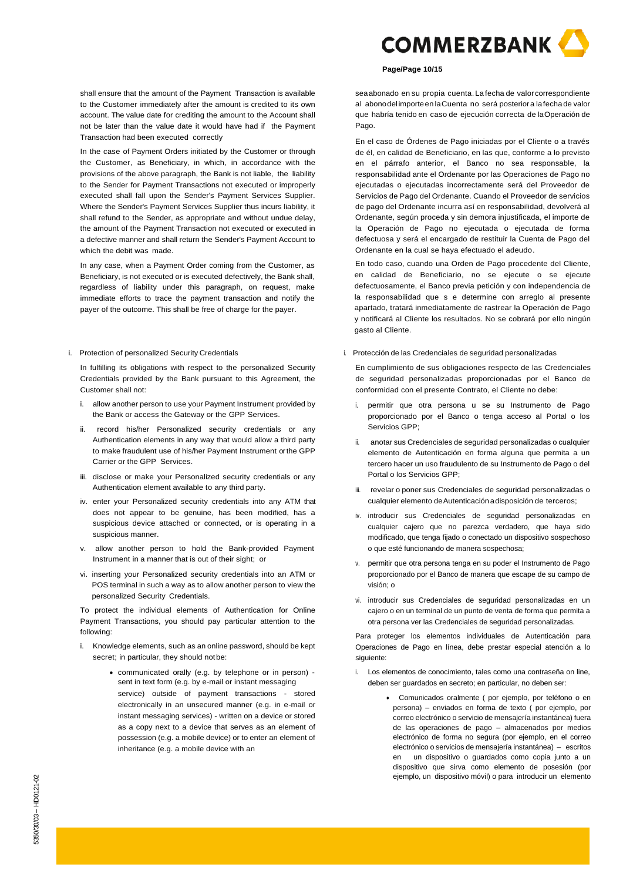shall ensure that the amount of the Payment Transaction is available to the Customer immediately after the amount is credited to its own account. The value date for crediting the amount to the Account shall not be later than the value date it would have had if the Payment Transaction had been executed correctly

In the case of Payment Orders initiated by the Customer or through the Customer, as Beneficiary, in which, in accordance with the provisions of the above paragraph, the Bank is not liable, the liability to the Sender for Payment Transactions not executed or improperly executed shall fall upon the Sender's Payment Services Supplier. Where the Sender's Payment Services Supplier thus incurs liability, it shall refund to the Sender, as appropriate and without undue delay, the amount of the Payment Transaction not executed or executed in a defective manner and shall return the Sender's Payment Account to which the debit was made.

In any case, when a Payment Order coming from the Customer, as Beneficiary, is not executed or is executed defectively, the Bank shall, regardless of liability under this paragraph, on request, make immediate efforts to trace the payment transaction and notify the payer of the outcome. This shall be free of charge for the payer.

i. Protection of personalized Security Credentials

In fulfilling its obligations with respect to the personalized Security Credentials provided by the Bank pursuant to this Agreement, the Customer shall not:

i. allow another person to use your Payment Instrument provided by the Bank or access the Gateway or the GPP Services.
ii. record his/her Personalized security credentials or any Authentication elements in any way that would allow a third party to make fraudulent use of his/her Payment Instrument or the GPP Carrier or the GPP Services.
iii. disclose or make your Personalized security credentials or any Authentication element available to any third party.
iv. enter your Personalized security credentials into any ATM that does not appear to be genuine, has been modified, has a suspicious device attached or connected, or is operating in a suspicious manner.
v. allow another person to hold the Bank-provided Payment Instrument in a manner that is out of their sight; or
vi. inserting your Personalized security credentials into an ATM or POS terminal in such a way as to allow another person to view the personalized Security Credentials.

To protect the individual elements of Authentication for Online Payment Transactions, you should pay particular attention to the following:

i. Knowledge elements, such as an online password, should be kept secret; in particular, they should not be:
    - communicated orally (e.g. by telephone or in person) - sent in text form (e.g. by e-mail or instant messaging service) outside of payment transactions - stored electronically in an unsecured manner (e.g. in e-mail or instant messaging services) - written on a device or stored as a copy next to a device that serves as an element of possession (e.g. a mobile device) or to enter an element of inheritance (e.g. a mobile device with an

sea abonado en su propia cuenta. La fecha de valor correspondiente al abono del importe en la Cuenta no será posterior a la fecha de valor que habría tenido en caso de ejecución correcta de la Operación de Pago.

En el caso de Órdenes de Pago iniciadas por el Cliente o a través de él, en calidad de Beneficiario, en las que, conforme a lo previsto en el párrafo anterior, el Banco no sea responsable, la responsabilidad ante el Ordenante por las Operaciones de Pago no ejecutadas o ejecutadas incorrectamente será del Proveedor de Servicios de Pago del Ordenante. Cuando el Proveedor de servicios de pago del Ordenante incurra así en responsabilidad, devolverá al Ordenante, según proceda y sin demora injustificada, el importe de la Operación de Pago no ejecutada o ejecutada de forma defectuosa y será el encargado de restituir la Cuenta de Pago del Ordenante en la cual se haya efectuado el adeudo.

En todo caso, cuando una Orden de Pago procedente del Cliente, en calidad de Beneficiario, no se ejecute o se ejecute defectuosamente, el Banco previa petición y con independencia de la responsabilidad que s e determine con arreglo al presente apartado, tratará inmediatamente de rastrear la Operación de Pago y notificará al Cliente los resultados. No se cobrará por ello ningún gasto al Cliente.

i. Protección de las Credenciales de seguridad personalizadas

En cumplimiento de sus obligaciones respecto de las Credenciales de seguridad personalizadas proporcionadas por el Banco de conformidad con el presente Contrato, el Cliente no debe:

i. permitir que otra persona u se su Instrumento de Pago proporcionado por el Banco o tenga acceso al Portal o los Servicios GPP;
ii. anotar sus Credenciales de seguridad personalizadas o cualquier elemento de Autenticación en forma alguna que permita a un tercero hacer un uso fraudulento de su Instrumento de Pago o del Portal o los Servicios GPP;
iii. revelar o poner sus Credenciales de seguridad personalizadas o cualquier elemento de Autenticación a disposición de terceros;
iv. introducir sus Credenciales de seguridad personalizadas en cualquier cajero que no parezca verdadero, que haya sido modificado, que tenga fijado o conectado un dispositivo sospechoso o que esté funcionando de manera sospechosa;
v. permitir que otra persona tenga en su poder el Instrumento de Pago proporcionado por el Banco de manera que escape de su campo de visión; o
vi. introducir sus Credenciales de seguridad personalizadas en un cajero o en un terminal de un punto de venta de forma que permita a otra persona ver las Credenciales de seguridad personalizadas.

Para proteger los elementos individuales de Autenticación para Operaciones de Pago en línea, debe prestar especial atención a lo siguiente:

i. Los elementos de conocimiento, tales como una contraseña on line, deben ser guardados en secreto; en particular, no deben ser:
    - Comunicados oralmente ( por ejemplo, por teléfono o en persona) – enviados en forma de texto ( por ejemplo, por correo electrónico o servicio de mensajería instantánea) fuera de las operaciones de pago – almacenados por medios electrónico de forma no segura (por ejemplo, en el correo electrónico o servicios de mensajería instantánea) – escritos en un dispositivo o guardados como copia junto a un dispositivo que sirva como elemento de posesión (por ejemplo, un dispositivo móvil) o para introducir un elemento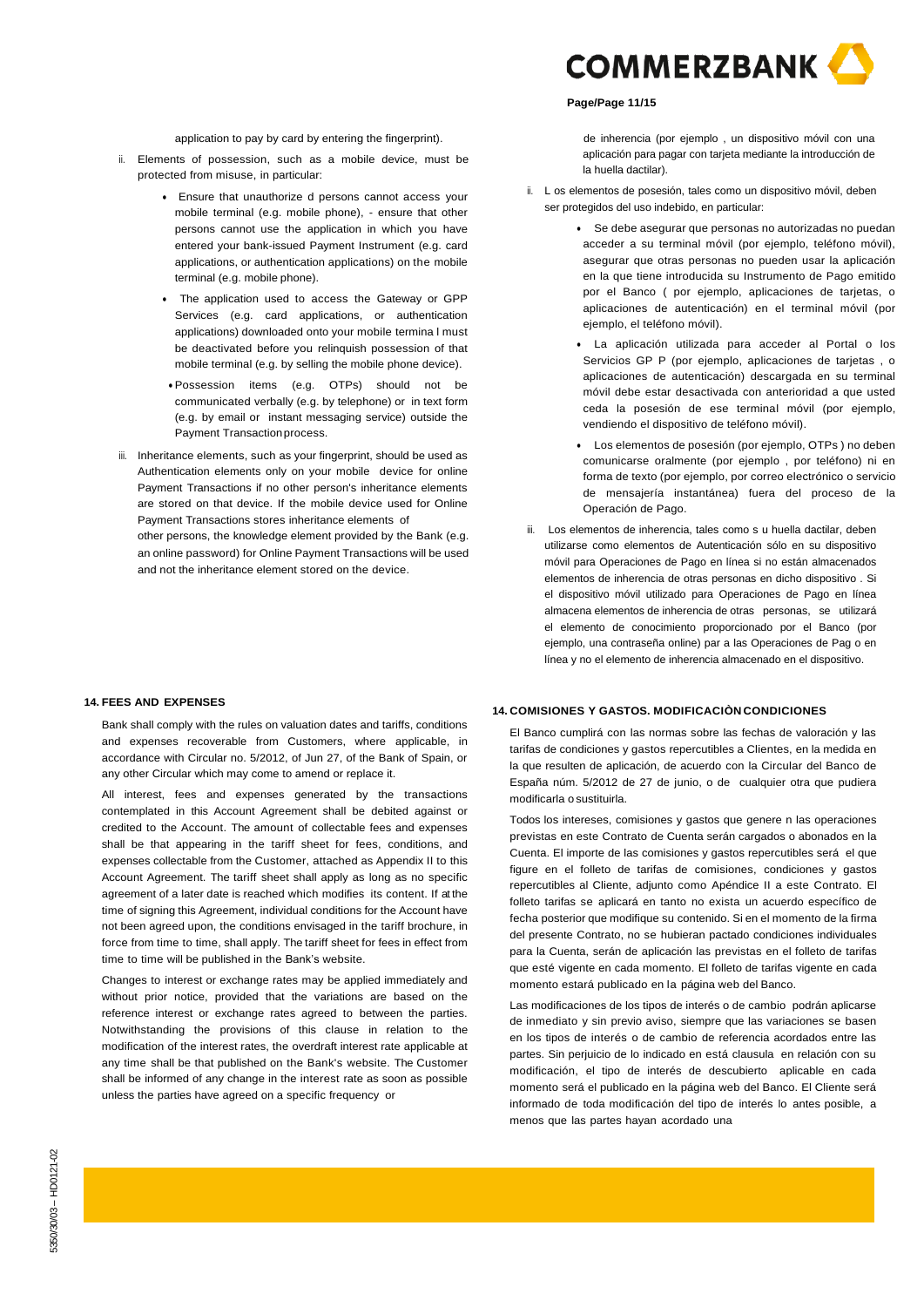application to pay by card by entering the fingerprint).

ii. Elements of possession, such as a mobile device, must be protected from misuse, in particular:

- Ensure that unauthorize d persons cannot access your mobile terminal (e.g. mobile phone), - ensure that other persons cannot use the application in which you have entered your bank-issued Payment Instrument (e.g. card applications, or authentication applications) on the mobile terminal (e.g. mobile phone).
- The application used to access the Gateway or GPP Services (e.g. card applications, or authentication applications) downloaded onto your mobile termina l must be deactivated before you relinquish possession of that mobile terminal (e.g. by selling the mobile phone device).
- Possession items (e.g. OTPs) should not be communicated verbally (e.g. by telephone) or in text form (e.g. by email or instant messaging service) outside the Payment Transaction process.

iii. Inheritance elements, such as your fingerprint, should be used as Authentication elements only on your mobile device for online Payment Transactions if no other person's inheritance elements are stored on that device. If the mobile device used for Online Payment Transactions stores inheritance elements of other persons, the knowledge element provided by the Bank (e.g. an online password) for Online Payment Transactions will be used and not the inheritance element stored on the device.

de inherencia (por ejemplo , un dispositivo móvil con una aplicación para pagar con tarjeta mediante la introducción de la huella dactilar).

ii. L os elementos de posesión, tales como un dispositivo móvil, deben ser protegidos del uso indebido, en particular:

- Se debe asegurar que personas no autorizadas no puedan acceder a su terminal móvil (por ejemplo, teléfono móvil), asegurar que otras personas no pueden usar la aplicación en la que tiene introducida su Instrumento de Pago emitido por el Banco ( por ejemplo, aplicaciones de tarjetas, o aplicaciones de autenticación) en el terminal móvil (por ejemplo, el teléfono móvil).
- La aplicación utilizada para acceder al Portal o los Servicios GP P (por ejemplo, aplicaciones de tarjetas , o aplicaciones de autenticación) descargada en su terminal móvil debe estar desactivada con anterioridad a que usted ceda la posesión de ese terminal móvil (por ejemplo, vendiendo el dispositivo de teléfono móvil).
- Los elementos de posesión (por ejemplo, OTPs ) no deben comunicarse oralmente (por ejemplo , por teléfono) ni en forma de texto (por ejemplo, por correo electrónico o servicio de mensajería instantánea) fuera del proceso de la Operación de Pago.

iii. Los elementos de inherencia, tales como s u huella dactilar, deben utilizarse como elementos de Autenticación sólo en su dispositivo móvil para Operaciones de Pago en línea si no están almacenados elementos de inherencia de otras personas en dicho dispositivo . Si el dispositivo móvil utilizado para Operaciones de Pago en línea almacena elementos de inherencia de otras personas, se utilizará el elemento de conocimiento proporcionado por el Banco (por ejemplo, una contraseña online) par a las Operaciones de Pag o en línea y no el elemento de inherencia almacenado en el dispositivo.

**14. FEES AND EXPENSES**

Bank shall comply with the rules on valuation dates and tariffs, conditions and expenses recoverable from Customers, where applicable, in accordance with Circular no. 5/2012, of Jun 27, of the Bank of Spain, or any other Circular which may come to amend or replace it.

All interest, fees and expenses generated by the transactions contemplated in this Account Agreement shall be debited against or credited to the Account. The amount of collectable fees and expenses shall be that appearing in the tariff sheet for fees, conditions, and expenses collectable from the Customer, attached as Appendix II to this Account Agreement. The tariff sheet shall apply as long as no specific agreement of a later date is reached which modifies its content. If at the time of signing this Agreement, individual conditions for the Account have not been agreed upon, the conditions envisaged in the tariff brochure, in force from time to time, shall apply. The tariff sheet for fees in effect from time to time will be published in the Bank's website.

Changes to interest or exchange rates may be applied immediately and without prior notice, provided that the variations are based on the reference interest or exchange rates agreed to between the parties. Notwithstanding the provisions of this clause in relation to the modification of the interest rates, the overdraft interest rate applicable at any time shall be that published on the Bank's website. The Customer shall be informed of any change in the interest rate as soon as possible unless the parties have agreed on a specific frequency or

**14. COMISIONES Y GASTOS. MODIFICACIÒN CONDICIONES**

El Banco cumplirá con las normas sobre las fechas de valoración y las tarifas de condiciones y gastos repercutibles a Clientes, en la medida en la que resulten de aplicación, de acuerdo con la Circular del Banco de España núm. 5/2012 de 27 de junio, o de cualquier otra que pudiera modificarla o sustituirla.

Todos los intereses, comisiones y gastos que genere n las operaciones previstas en este Contrato de Cuenta serán cargados o abonados en la Cuenta. El importe de las comisiones y gastos repercutibles será el que figure en el folleto de tarifas de comisiones, condiciones y gastos repercutibles al Cliente, adjunto como Apéndice II a este Contrato. El folleto tarifas se aplicará en tanto no exista un acuerdo específico de fecha posterior que modifique su contenido. Si en el momento de la firma del presente Contrato, no se hubieran pactado condiciones individuales para la Cuenta, serán de aplicación las previstas en el folleto de tarifas que esté vigente en cada momento. El folleto de tarifas vigente en cada momento estará publicado en la página web del Banco.

Las modificaciones de los tipos de interés o de cambio podrán aplicarse de inmediato y sin previo aviso, siempre que las variaciones se basen en los tipos de interés o de cambio de referencia acordados entre las partes. Sin perjuicio de lo indicado en está clausula en relación con su modificación, el tipo de interés de descubierto aplicable en cada momento será el publicado en la página web del Banco. El Cliente será informado de toda modificación del tipo de interés lo antes posible, a menos que las partes hayan acordado una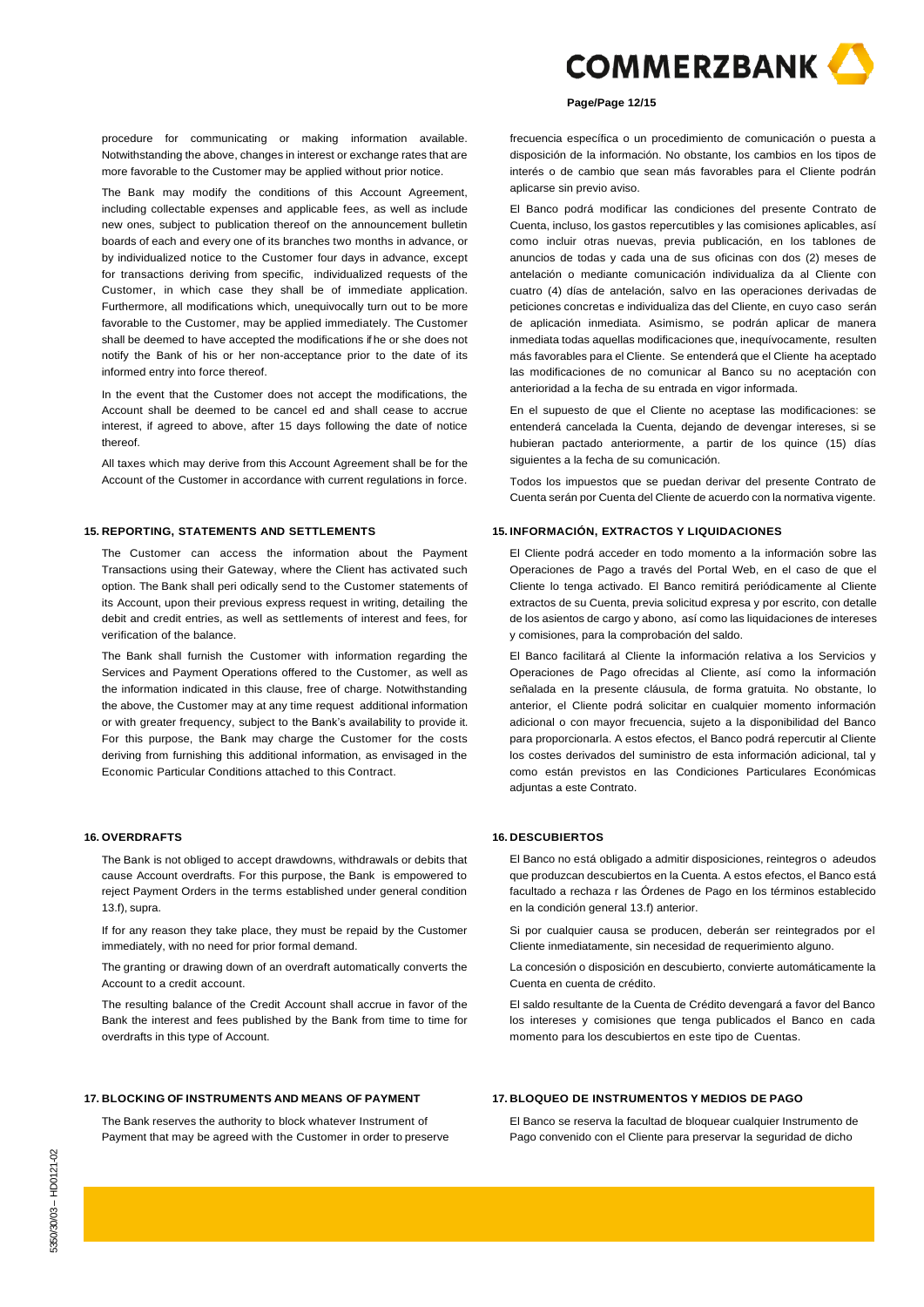procedure for communicating or making information available. Notwithstanding the above, changes in interest or exchange rates that are more favorable to the Customer may be applied without prior notice.

The Bank may modify the conditions of this Account Agreement, including collectable expenses and applicable fees, as well as include new ones, subject to publication thereof on the announcement bulletin boards of each and every one of its branches two months in advance, or by individualized notice to the Customer four days in advance, except for transactions deriving from specific, individualized requests of the Customer, in which case they shall be of immediate application. Furthermore, all modifications which, unequivocally turn out to be more favorable to the Customer, may be applied immediately. The Customer shall be deemed to have accepted the modifications if he or she does not notify the Bank of his or her non-acceptance prior to the date of its informed entry into force thereof.

In the event that the Customer does not accept the modifications, the Account shall be deemed to be cancel ed and shall cease to accrue interest, if agreed to above, after 15 days following the date of notice thereof.

All taxes which may derive from this Account Agreement shall be for the Account of the Customer in accordance with current regulations in force.

frecuencia específica o un procedimiento de comunicación o puesta a disposición de la información. No obstante, los cambios en los tipos de interés o de cambio que sean más favorables para el Cliente podrán aplicarse sin previo aviso.

El Banco podrá modificar las condiciones del presente Contrato de Cuenta, incluso, los gastos repercutibles y las comisiones aplicables, así como incluir otras nuevas, previa publicación, en los tablones de anuncios de todas y cada una de sus oficinas con dos (2) meses de antelación o mediante comunicación individualiza da al Cliente con cuatro (4) días de antelación, salvo en las operaciones derivadas de peticiones concretas e individualiza das del Cliente, en cuyo caso serán de aplicación inmediata. Asimismo, se podrán aplicar de manera inmediata todas aquellas modificaciones que, inequívocamente, resulten más favorables para el Cliente. Se entenderá que el Cliente ha aceptado las modificaciones de no comunicar al Banco su no aceptación con anterioridad a la fecha de su entrada en vigor informada.

En el supuesto de que el Cliente no aceptase las modificaciones: se entenderá cancelada la Cuenta, dejando de devengar intereses, si se hubieran pactado anteriormente, a partir de los quince (15) días siguientes a la fecha de su comunicación.

Todos los impuestos que se puedan derivar del presente Contrato de Cuenta serán por Cuenta del Cliente de acuerdo con la normativa vigente.

## 15. REPORTING, STATEMENTS AND SETTLEMENTS

The Customer can access the information about the Payment Transactions using their Gateway, where the Client has activated such option. The Bank shall peri odically send to the Customer statements of its Account, upon their previous express request in writing, detailing the debit and credit entries, as well as settlements of interest and fees, for verification of the balance.

The Bank shall furnish the Customer with information regarding the Services and Payment Operations offered to the Customer, as well as the information indicated in this clause, free of charge. Notwithstanding the above, the Customer may at any time request additional information or with greater frequency, subject to the Bank's availability to provide it. For this purpose, the Bank may charge the Customer for the costs deriving from furnishing this additional information, as envisaged in the Economic Particular Conditions attached to this Contract.

## 15. INFORMACIÓN, EXTRACTOS Y LIQUIDACIONES

El Cliente podrá acceder en todo momento a la información sobre las Operaciones de Pago a través del Portal Web, en el caso de que el Cliente lo tenga activado. El Banco remitirá periódicamente al Cliente extractos de su Cuenta, previa solicitud expresa y por escrito, con detalle de los asientos de cargo y abono, así como las liquidaciones de intereses y comisiones, para la comprobación del saldo.

El Banco facilitará al Cliente la información relativa a los Servicios y Operaciones de Pago ofrecidas al Cliente, así como la información señalada en la presente cláusula, de forma gratuita. No obstante, lo anterior, el Cliente podrá solicitar en cualquier momento información adicional o con mayor frecuencia, sujeto a la disponibilidad del Banco para proporcionarla. A estos efectos, el Banco podrá repercutir al Cliente los costes derivados del suministro de esta información adicional, tal y como están previstos en las Condiciones Particulares Económicas adjuntas a este Contrato.

## 16. OVERDRAFTS

The Bank is not obliged to accept drawdowns, withdrawals or debits that cause Account overdrafts. For this purpose, the Bank is empowered to reject Payment Orders in the terms established under general condition 13.f), supra.

If for any reason they take place, they must be repaid by the Customer immediately, with no need for prior formal demand.

The granting or drawing down of an overdraft automatically converts the Account to a credit account.

The resulting balance of the Credit Account shall accrue in favor of the Bank the interest and fees published by the Bank from time to time for overdrafts in this type of Account.

## 16. DESCUBIERTOS

El Banco no está obligado a admitir disposiciones, reintegros o adeudos que produzcan descubiertos en la Cuenta. A estos efectos, el Banco está facultado a rechaza r las Órdenes de Pago en los términos establecido en la condición general 13.f) anterior.

Si por cualquier causa se producen, deberán ser reintegrados por el Cliente inmediatamente, sin necesidad de requerimiento alguno.

La concesión o disposición en descubierto, convierte automáticamente la Cuenta en cuenta de crédito.

El saldo resultante de la Cuenta de Crédito devengará a favor del Banco los intereses y comisiones que tenga publicados el Banco en cada momento para los descubiertos en este tipo de Cuentas.

## 17. BLOCKING OF INSTRUMENTS AND MEANS OF PAYMENT

The Bank reserves the authority to block whatever Instrument of Payment that may be agreed with the Customer in order to preserve

## 17. BLOQUEO DE INSTRUMENTOS Y MEDIOS DE PAGO

El Banco se reserva la facultad de bloquear cualquier Instrumento de Pago convenido con el Cliente para preservar la seguridad de dicho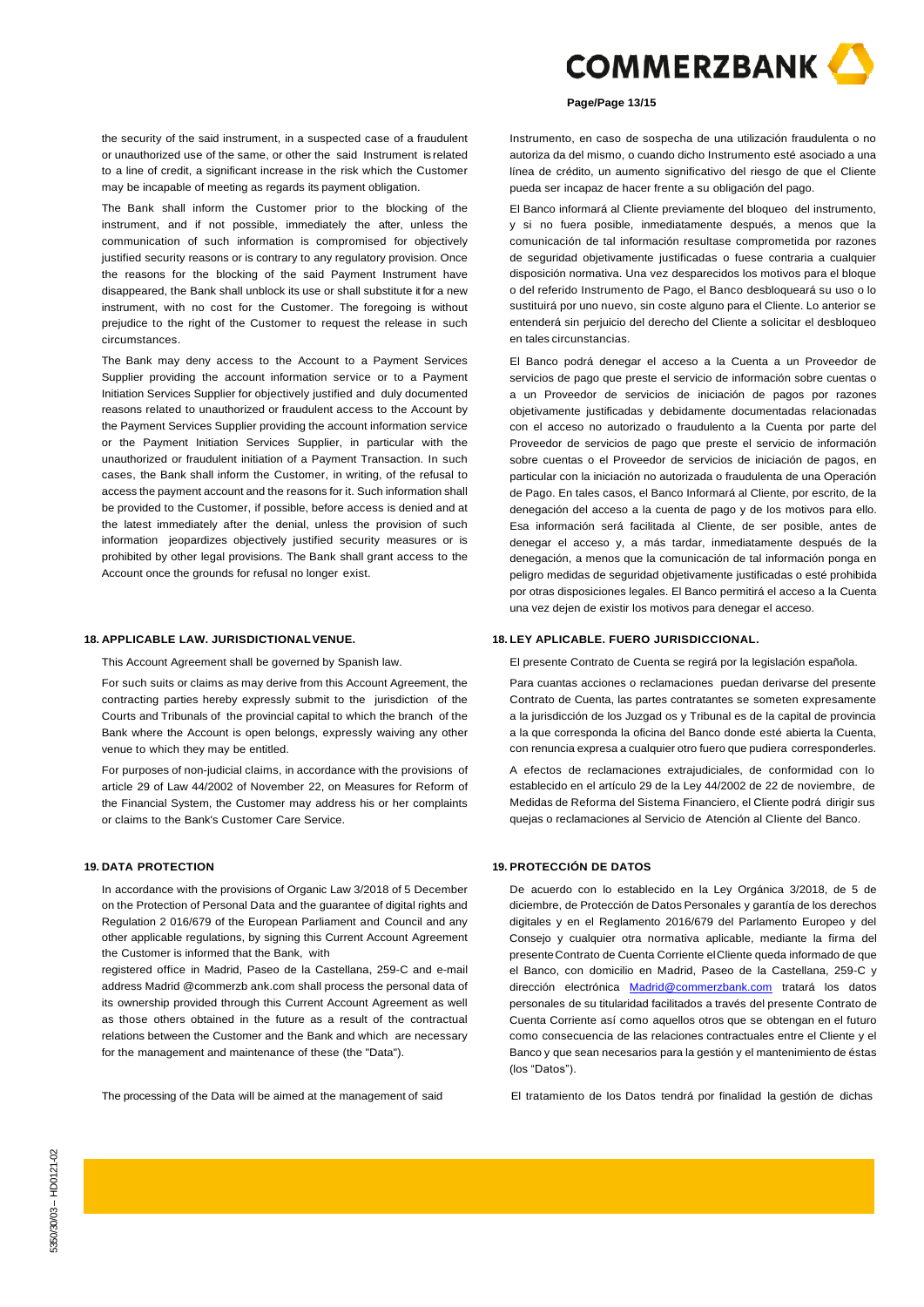the security of the said instrument, in a suspected case of a fraudulent or unauthorized use of the same, or other the said Instrument is related to a line of credit, a significant increase in the risk which the Customer may be incapable of meeting as regards its payment obligation.

The Bank shall inform the Customer prior to the blocking of the instrument, and if not possible, immediately the after, unless the communication of such information is compromised for objectively justified security reasons or is contrary to any regulatory provision. Once the reasons for the blocking of the said Payment Instrument have disappeared, the Bank shall unblock its use or shall substitute it for a new instrument, with no cost for the Customer. The foregoing is without prejudice to the right of the Customer to request the release in such circumstances.

The Bank may deny access to the Account to a Payment Services Supplier providing the account information service or to a Payment Initiation Services Supplier for objectively justified and duly documented reasons related to unauthorized or fraudulent access to the Account by the Payment Services Supplier providing the account information service or the Payment Initiation Services Supplier, in particular with the unauthorized or fraudulent initiation of a Payment Transaction. In such cases, the Bank shall inform the Customer, in writing, of the refusal to access the payment account and the reasons for it. Such information shall be provided to the Customer, if possible, before access is denied and at the latest immediately after the denial, unless the provision of such information jeopardizes objectively justified security measures or is prohibited by other legal provisions. The Bank shall grant access to the Account once the grounds for refusal no longer exist.

Instrumento, en caso de sospecha de una utilización fraudulenta o no autoriza da del mismo, o cuando dicho Instrumento esté asociado a una línea de crédito, un aumento significativo del riesgo de que el Cliente pueda ser incapaz de hacer frente a su obligación del pago.

El Banco informará al Cliente previamente del bloqueo del instrumento, y si no fuera posible, inmediatamente después, a menos que la comunicación de tal información resultase comprometida por razones de seguridad objetivamente justificadas o fuese contraria a cualquier disposición normativa. Una vez desparecidos los motivos para el bloque o del referido Instrumento de Pago, el Banco desbloqueará su uso o lo sustituirá por uno nuevo, sin coste alguno para el Cliente. Lo anterior se entenderá sin perjuicio del derecho del Cliente a solicitar el desbloqueo en tales circunstancias.

El Banco podrá denegar el acceso a la Cuenta a un Proveedor de servicios de pago que preste el servicio de información sobre cuentas o a un Proveedor de servicios de iniciación de pagos por razones objetivamente justificadas y debidamente documentadas relacionadas con el acceso no autorizado o fraudulento a la Cuenta por parte del Proveedor de servicios de pago que preste el servicio de información sobre cuentas o el Proveedor de servicios de iniciación de pagos, en particular con la iniciación no autorizada o fraudulenta de una Operación de Pago. En tales casos, el Banco Informará al Cliente, por escrito, de la denegación del acceso a la cuenta de pago y de los motivos para ello. Esa información será facilitada al Cliente, de ser posible, antes de denegar el acceso y, a más tardar, inmediatamente después de la denegación, a menos que la comunicación de tal información ponga en peligro medidas de seguridad objetivamente justificadas o esté prohibida por otras disposiciones legales. El Banco permitirá el acceso a la Cuenta una vez dejen de existir los motivos para denegar el acceso.

## 18. APPLICABLE LAW. JURISDICTIONAL VENUE.

This Account Agreement shall be governed by Spanish law.

For such suits or claims as may derive from this Account Agreement, the contracting parties hereby expressly submit to the jurisdiction of the Courts and Tribunals of the provincial capital to which the branch of the Bank where the Account is open belongs, expressly waiving any other venue to which they may be entitled.

For purposes of non-judicial claims, in accordance with the provisions of article 29 of Law 44/2002 of November 22, on Measures for Reform of the Financial System, the Customer may address his or her complaints or claims to the Bank's Customer Care Service.

## 18. LEY APLICABLE. FUERO JURISDICCIONAL.

El presente Contrato de Cuenta se regirá por la legislación española.

Para cuantas acciones o reclamaciones puedan derivarse del presente Contrato de Cuenta, las partes contratantes se someten expresamente a la jurisdicción de los Juzgad os y Tribunal es de la capital de provincia a la que corresponda la oficina del Banco donde esté abierta la Cuenta, con renuncia expresa a cualquier otro fuero que pudiera corresponderles.

A efectos de reclamaciones extrajudiciales, de conformidad con lo establecido en el artículo 29 de la Ley 44/2002 de 22 de noviembre, de Medidas de Reforma del Sistema Financiero, el Cliente podrá dirigir sus quejas o reclamaciones al Servicio de Atención al Cliente del Banco.

## 19. DATA PROTECTION

In accordance with the provisions of Organic Law 3/2018 of 5 December on the Protection of Personal Data and the guarantee of digital rights and Regulation 2 016/679 of the European Parliament and Council and any other applicable regulations, by signing this Current Account Agreement the Customer is informed that the Bank, with registered office in Madrid, Paseo de la Castellana, 259-C and e-mail address Madrid @commerzb ank.com shall process the personal data of its ownership provided through this Current Account Agreement as well as those others obtained in the future as a result of the contractual relations between the Customer and the Bank and which are necessary for the management and maintenance of these (the "Data").

The processing of the Data will be aimed at the management of said

## 19. PROTECCIÓN DE DATOS

De acuerdo con lo establecido en la Ley Orgánica 3/2018, de 5 de diciembre, de Protección de Datos Personales y garantía de los derechos digitales y en el Reglamento 2016/679 del Parlamento Europeo y del Consejo y cualquier otra normativa aplicable, mediante la firma del presente Contrato de Cuenta Corriente el Cliente queda informado de que el Banco, con domicilio en Madrid, Paseo de la Castellana, 259-C y dirección electrónica Madrid@commerzbank.com tratará los datos personales de su titularidad facilitados a través del presente Contrato de Cuenta Corriente así como aquellos otros que se obtengan en el futuro como consecuencia de las relaciones contractuales entre el Cliente y el Banco y que sean necesarios para la gestión y el mantenimiento de éstas (los "Datos").

El tratamiento de los Datos tendrá por finalidad la gestión de dichas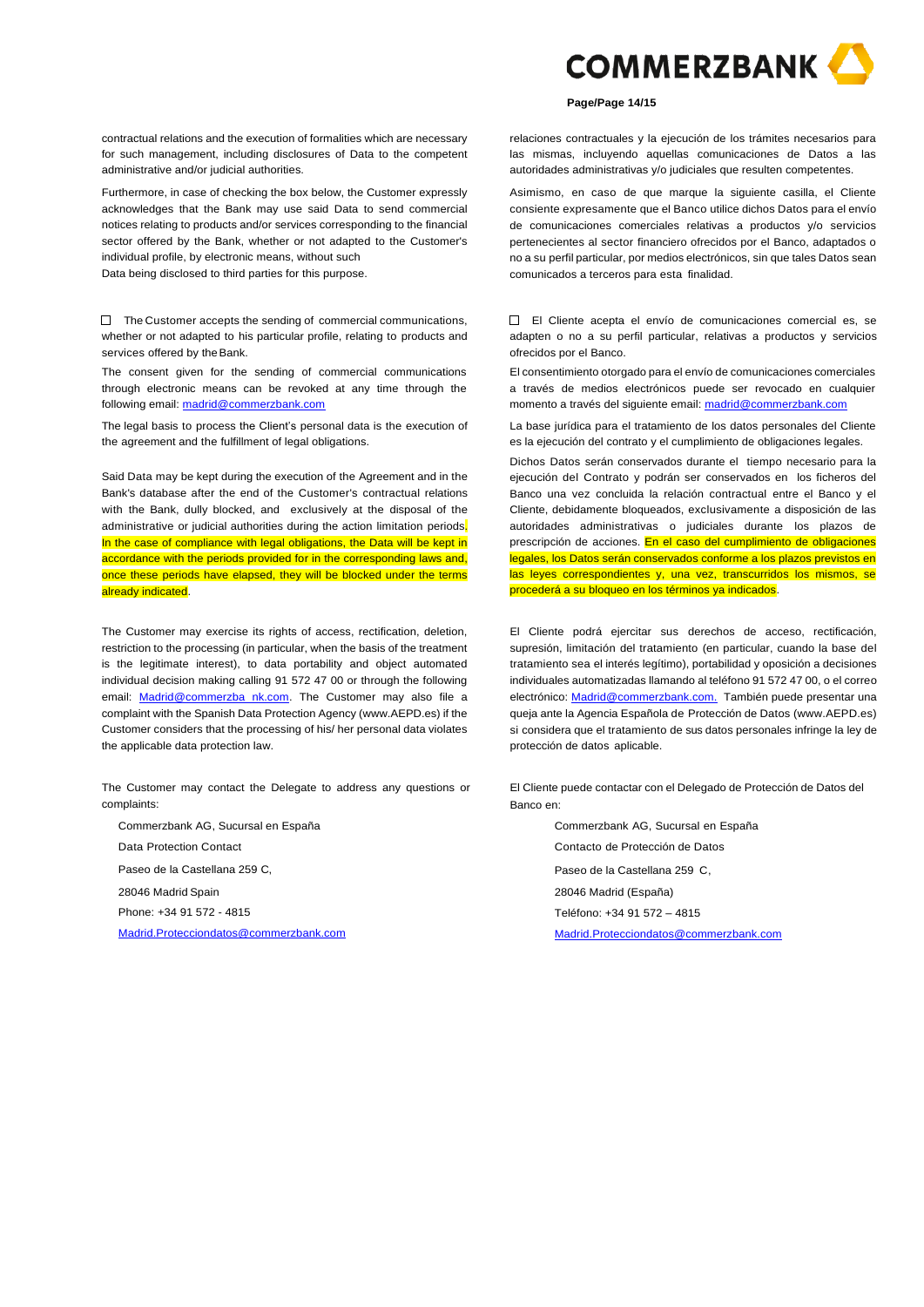contractual relations and the execution of formalities which are necessary for such management, including disclosures of Data to the competent administrative and/or judicial authorities.

Furthermore, in case of checking the box below, the Customer expressly acknowledges that the Bank may use said Data to send commercial notices relating to products and/or services corresponding to the financial sector offered by the Bank, whether or not adapted to the Customer's individual profile, by electronic means, without such Data being disclosed to third parties for this purpose.

☐ The Customer accepts the sending of commercial communications, whether or not adapted to his particular profile, relating to products and services offered by the Bank.

The consent given for the sending of commercial communications through electronic means can be revoked at any time through the following email: madrid@commerzbank.com

The legal basis to process the Client's personal data is the execution of the agreement and the fulfillment of legal obligations.

Said Data may be kept during the execution of the Agreement and in the Bank's database after the end of the Customer's contractual relations with the Bank, dully blocked, and exclusively at the disposal of the administrative or judicial authorities during the action limitation periods. In the case of compliance with legal obligations, the Data will be kept in accordance with the periods provided for in the corresponding laws and, once these periods have elapsed, they will be blocked under the terms already indicated.

The Customer may exercise its rights of access, rectification, deletion, restriction to the processing (in particular, when the basis of the treatment is the legitimate interest), to data portability and object automated individual decision making calling 91 572 47 00 or through the following email: Madrid@commerzba nk.com. The Customer may also file a complaint with the Spanish Data Protection Agency (www.AEPD.es) if the Customer considers that the processing of his/ her personal data violates the applicable data protection law.

The Customer may contact the Delegate to address any questions or complaints:

Commerzbank AG, Sucursal en España
Data Protection Contact
Paseo de la Castellana 259 C,
28046 Madrid Spain
Phone: +34 91 572 - 4815
Madrid.Protecciondatos@commerzbank.com

relaciones contractuales y la ejecución de los trámites necesarios para las mismas, incluyendo aquellas comunicaciones de Datos a las autoridades administrativas y/o judiciales que resulten competentes.

Asimismo, en caso de que marque la siguiente casilla, el Cliente consiente expresamente que el Banco utilice dichos Datos para el envío de comunicaciones comerciales relativas a productos y/o servicios pertenecientes al sector financiero ofrecidos por el Banco, adaptados o no a su perfil particular, por medios electrónicos, sin que tales Datos sean comunicados a terceros para esta finalidad.

☐ El Cliente acepta el envío de comunicaciones comercial es, se adapten o no a su perfil particular, relativas a productos y servicios ofrecidos por el Banco.

El consentimiento otorgado para el envío de comunicaciones comerciales a través de medios electrónicos puede ser revocado en cualquier momento a través del siguiente email: madrid@commerzbank.com

La base jurídica para el tratamiento de los datos personales del Cliente es la ejecución del contrato y el cumplimiento de obligaciones legales.

Dichos Datos serán conservados durante el tiempo necesario para la ejecución del Contrato y podrán ser conservados en los ficheros del Banco una vez concluida la relación contractual entre el Banco y el Cliente, debidamente bloqueados, exclusivamente a disposición de las autoridades administrativas o judiciales durante los plazos de prescripción de acciones. En el caso del cumplimiento de obligaciones legales, los Datos serán conservados conforme a los plazos previstos en las leyes correspondientes y, una vez, transcurridos los mismos, se procederá a su bloqueo en los términos ya indicados.

El Cliente podrá ejercitar sus derechos de acceso, rectificación, supresión, limitación del tratamiento (en particular, cuando la base del tratamiento sea el interés legítimo), portabilidad y oposición a decisiones individuales automatizadas llamando al teléfono 91 572 47 00, o el correo electrónico: Madrid@commerzbank.com. También puede presentar una queja ante la Agencia Española de Protección de Datos (www.AEPD.es) si considera que el tratamiento de sus datos personales infringe la ley de protección de datos aplicable.

El Cliente puede contactar con el Delegado de Protección de Datos del Banco en:

Commerzbank AG, Sucursal en España
Contacto de Protección de Datos
Paseo de la Castellana 259 C,
28046 Madrid (España)
Teléfono: +34 91 572 – 4815
Madrid.Protecciondatos@commerzbank.com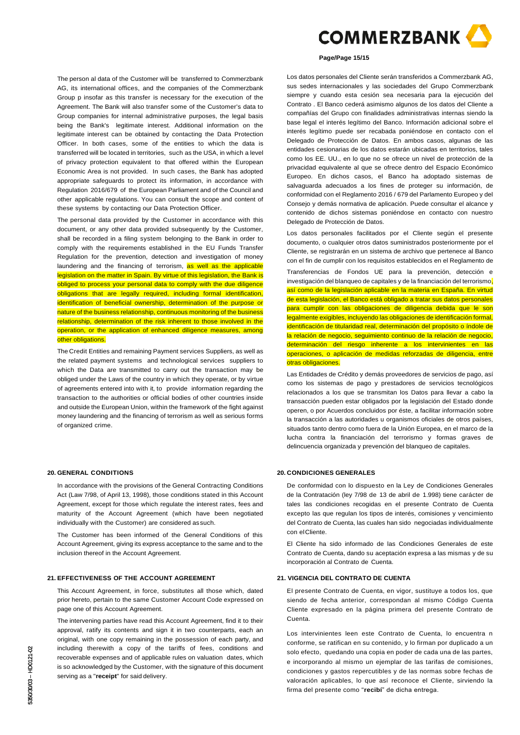The person al data of the Customer will be transferred to Commerzbank AG, its international offices, and the companies of the Commerzbank Group p insofar as this transfer is necessary for the execution of the Agreement. The Bank will also transfer some of the Customer's data to Group companies for internal administrative purposes, the legal basis being the Bank's legitimate interest. Additional information on the legitimate interest can be obtained by contacting the Data Protection Officer. In both cases, some of the entities to which the data is transferred will be located in territories, such as the USA, in which a level of privacy protection equivalent to that offered within the European Economic Area is not provided. In such cases, the Bank has adopted appropriate safeguards to protect its information, in accordance with Regulation 2016/679 of the European Parliament and of the Council and other applicable regulations. You can consult the scope and content of these systems by contacting our Data Protection Officer.

The personal data provided by the Customer in accordance with this document, or any other data provided subsequently by the Customer, shall be recorded in a filing system belonging to the Bank in order to comply with the requirements established in the EU Funds Transfer Regulation for the prevention, detection and investigation of money laundering and the financing of terrorism, as well as the applicable legislation on the matter in Spain. By virtue of this legislation, the Bank is obliged to process your personal data to comply with the due diligence obligations that are legally required, including formal identification, identification of beneficial ownership, determination of the purpose or nature of the business relationship, continuous monitoring of the business relationship, determination of the risk inherent to those involved in the operation, or the application of enhanced diligence measures, among other obligations.

The Credit Entities and remaining Payment services Suppliers, as well as the related payment systems and technological services suppliers to which the Data are transmitted to carry out the transaction may be obliged under the Laws of the country in which they operate, or by virtue of agreements entered into with it, to provide information regarding the transaction to the authorities or official bodies of other countries inside and outside the European Union, within the framework of the fight against money laundering and the financing of terrorism as well as serious forms of organized crime.

Los datos personales del Cliente serán transferidos a Commerzbank AG, sus sedes internacionales y las sociedades del Grupo Commerzbank siempre y cuando esta cesión sea necesaria para la ejecución del Contrato . El Banco cederá asimismo algunos de los datos del Cliente a compañías del Grupo con finalidades administrativas internas siendo la base legal el interés legítimo del Banco. Información adicional sobre el interés legítimo puede ser recabada poniéndose en contacto con el Delegado de Protección de Datos. En ambos casos, algunas de las entidades cesionarias de los datos estarán ubicadas en territorios, tales como los EE. UU., en lo que no se ofrece un nivel de protección de la privacidad equivalente al que se ofrece dentro del Espacio Económico Europeo. En dichos casos, el Banco ha adoptado sistemas de salvaguarda adecuados a los fines de proteger su información, de conformidad con el Reglamento 2016 / 679 del Parlamento Europeo y del Consejo y demás normativa de aplicación. Puede consultar el alcance y contenido de dichos sistemas poniéndose en contacto con nuestro Delegado de Protección de Datos.

Los datos personales facilitados por el Cliente según el presente documento, o cualquier otros datos suministrados posteriormente por el Cliente, se registrarán en un sistema de archivo que pertenece al Banco con el fin de cumplir con los requisitos establecidos en el Reglamento de Transferencias de Fondos UE para la prevención, detección e investigación del blanqueo de capitales y de la financiación del terrorismo, así como de la legislación aplicable en la materia en España. En virtud de esta legislación, el Banco está obligado a tratar sus datos personales para cumplir con las obligaciones de diligencia debida que le son legalmente exigibles, incluyendo las obligaciones de identificación formal, identificación de titularidad real, determinación del propósito o índole de la relación de negocio, seguimiento continuo de la relación de negocio, determinación del riesgo inherente a los intervinientes en las operaciones, o aplicación de medidas reforzadas de diligencia, entre otras obligaciones.

Las Entidades de Crédito y demás proveedores de servicios de pago, así como los sistemas de pago y prestadores de servicios tecnológicos relacionados a los que se transmitan los Datos para llevar a cabo la transacción pueden estar obligados por la legislación del Estado donde operen, o por Acuerdos concluidos por éste, a facilitar información sobre la transacción a las autoridades u organismos oficiales de otros países, situados tanto dentro como fuera de la Unión Europea, en el marco de la lucha contra la financiación del terrorismo y formas graves de delincuencia organizada y prevención del blanqueo de capitales.

## 20. GENERAL CONDITIONS

In accordance with the provisions of the General Contracting Conditions Act (Law 7/98, of April 13, 1998), those conditions stated in this Account Agreement, except for those which regulate the interest rates, fees and maturity of the Account Agreement (which have been negotiated individually with the Customer) are considered as such.

The Customer has been informed of the General Conditions of this Account Agreement, giving its express acceptance to the same and to the inclusion thereof in the Account Agreement.

## 20. CONDICIONES GENERALES

De conformidad con lo dispuesto en la Ley de Condiciones Generales de la Contratación (ley 7/98 de 13 de abril de 1.998) tiene carácter de tales las condiciones recogidas en el presente Contrato de Cuenta excepto las que regulan los tipos de interés, comisiones y vencimiento del Contrato de Cuenta, las cuales han sido negociadas individualmente con el Cliente.

El Cliente ha sido informado de las Condiciones Generales de este Contrato de Cuenta, dando su aceptación expresa a las mismas y de su incorporación al Contrato de Cuenta.

## 21. EFFECTIVENESS OF THE ACCOUNT AGREEMENT

This Account Agreement, in force, substitutes all those which, dated prior hereto, pertain to the same Customer Account Code expressed on page one of this Account Agreement.

The intervening parties have read this Account Agreement, find it to their approval, ratify its contents and sign it in two counterparts, each an original, with one copy remaining in the possession of each party, and including therewith a copy of the tariffs of fees, conditions and recoverable expenses and of applicable rules on valuation dates, which is so acknowledged by the Customer, with the signature of this document serving as a "**receipt**" for said delivery.

## 21. VIGENCIA DEL CONTRATO DE CUENTA

El presente Contrato de Cuenta, en vigor, sustituye a todos los, que siendo de fecha anterior, correspondan al mismo Código Cuenta Cliente expresado en la página primera del presente Contrato de Cuenta.

Los intervinientes leen este Contrato de Cuenta, lo encuentra n conforme, se ratifican en su contenido, y lo firman por duplicado a un solo efecto, quedando una copia en poder de cada una de las partes, e incorporando al mismo un ejemplar de las tarifas de comisiones, condiciones y gastos repercutibles y de las normas sobre fechas de valoración aplicables, lo que así reconoce el Cliente, sirviendo la firma del presente como "**recibí**" de dicha entrega.

5350/30/03 – HD0121-02